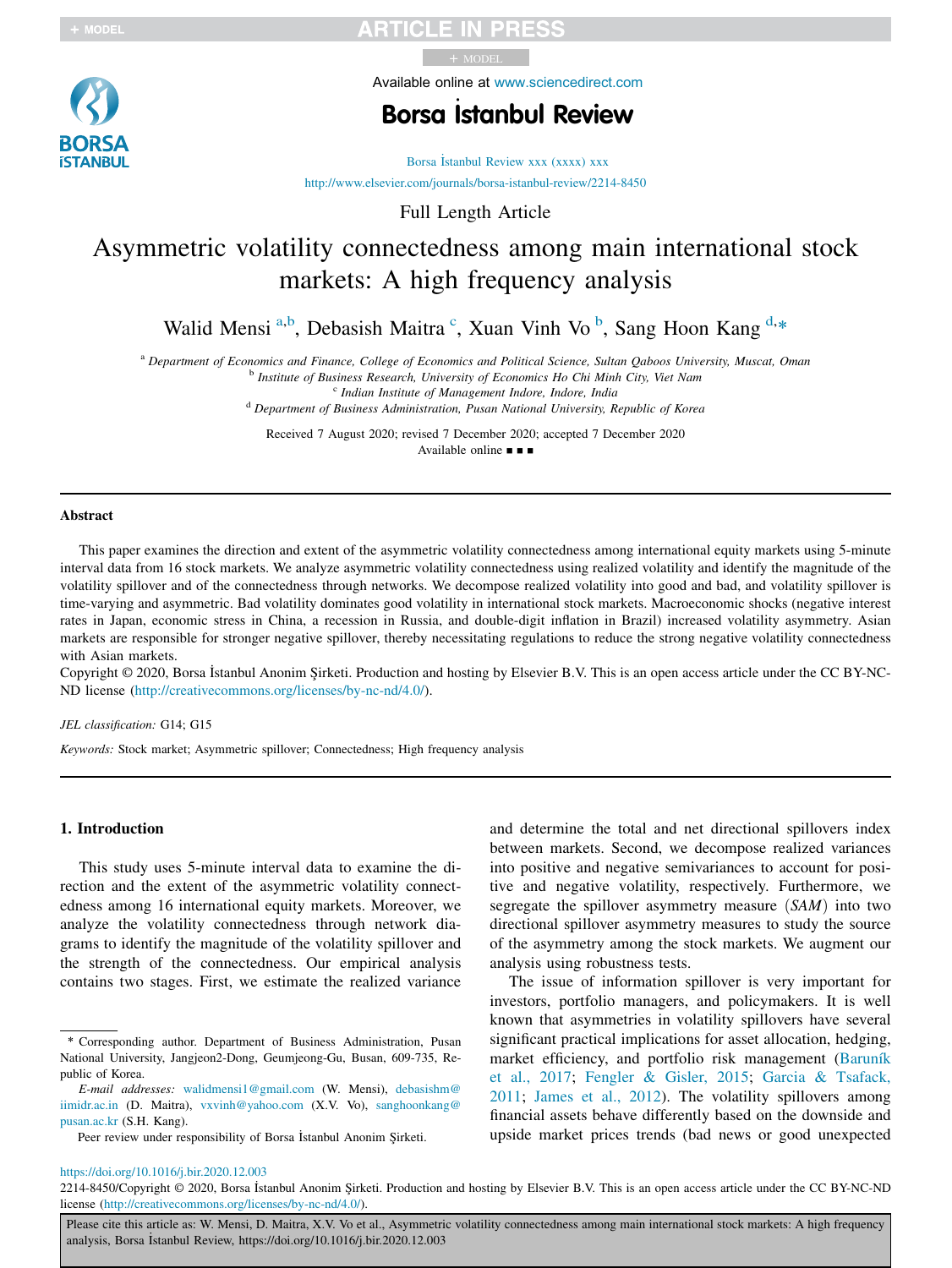Full Length Article

# Asymmetric volatility connectedness among main international stock markets: A high frequency analysis

Walid Mensi [a,b], Debasish Maitra [c], Xuan Vinh Vo [b], Sang Hoon Kang [d,*]

[a] Department of Economics and Finance, College of Economics and Political Science, Sultan Qaboos University, Muscat, Oman
[b] Institute of Business Research, University of Economics Ho Chi Minh City, Viet Nam
[c] Indian Institute of Management Indore, Indore, India
[d] Department of Business Administration, Pusan National University, Republic of Korea

Received 7 August 2020; revised 7 December 2020; accepted 7 December 2020
Available online ■ ■ ■

## Abstract

This paper examines the direction and extent of the asymmetric volatility connectedness among international equity markets using 5-minute interval data from 16 stock markets. We analyze asymmetric volatility connectedness using realized volatility and identify the magnitude of the volatility spillover and of the connectedness through networks. We decompose realized volatility into good and bad, and volatility spillover is time-varying and asymmetric. Bad volatility dominates good volatility in international stock markets. Macroeconomic shocks (negative interest rates in Japan, economic stress in China, a recession in Russia, and double-digit inflation in Brazil) increased volatility asymmetry. Asian markets are responsible for stronger negative spillover, thereby necessitating regulations to reduce the strong negative volatility connectedness with Asian markets.

Copyright © 2020, Borsa İstanbul Anonim Şirketi. Production and hosting by Elsevier B.V. This is an open access article under the CC BY-NC-ND license (http://creativecommons.org/licenses/by-nc-nd/4.0/).

*JEL classification:* G14; G15

*Keywords:* Stock market; Asymmetric spillover; Connectedness; High frequency analysis

## 1. Introduction

This study uses 5-minute interval data to examine the direction and the extent of the asymmetric volatility connectedness among 16 international equity markets. Moreover, we analyze the volatility connectedness through network diagrams to identify the magnitude of the volatility spillover and the strength of the connectedness. Our empirical analysis contains two stages. First, we estimate the realized variance and determine the total and net directional spillovers index between markets. Second, we decompose realized variances into positive and negative semivariances to account for positive and negative volatility, respectively. Furthermore, we segregate the spillover asymmetry measure (*SAM*) into two directional spillover asymmetry measures to study the source of the asymmetry among the stock markets. We augment our analysis using robustness tests.

The issue of information spillover is very important for investors, portfolio managers, and policymakers. It is well known that asymmetries in volatility spillovers have several significant practical implications for asset allocation, hedging, market efficiency, and portfolio risk management (Baruník et al., 2017; Fengler & Gisler, 2015; Garcia & Tsafack, 2011; James et al., 2012). The volatility spillovers among financial assets behave differently based on the downside and upside market prices trends (bad news or good unexpected

\* Corresponding author. Department of Business Administration, Pusan National University, Jangjeon2-Dong, Geumjeong-Gu, Busan, 609-735, Republic of Korea.

*E-mail addresses:* walidmensi1@gmail.com (W. Mensi), debasishm@iimidr.ac.in (D. Maitra), vxvinh@yahoo.com (X.V. Vo), sanghoonkang@pusan.ac.kr (S.H. Kang).

Peer review under responsibility of Borsa İstanbul Anonim Şirketi.

https://doi.org/10.1016/j.bir.2020.12.003
2214-8450/Copyright © 2020, Borsa İstanbul Anonim Şirketi. Production and hosting by Elsevier B.V. This is an open access article under the CC BY-NC-ND license (http://creativecommons.org/licenses/by-nc-nd/4.0/).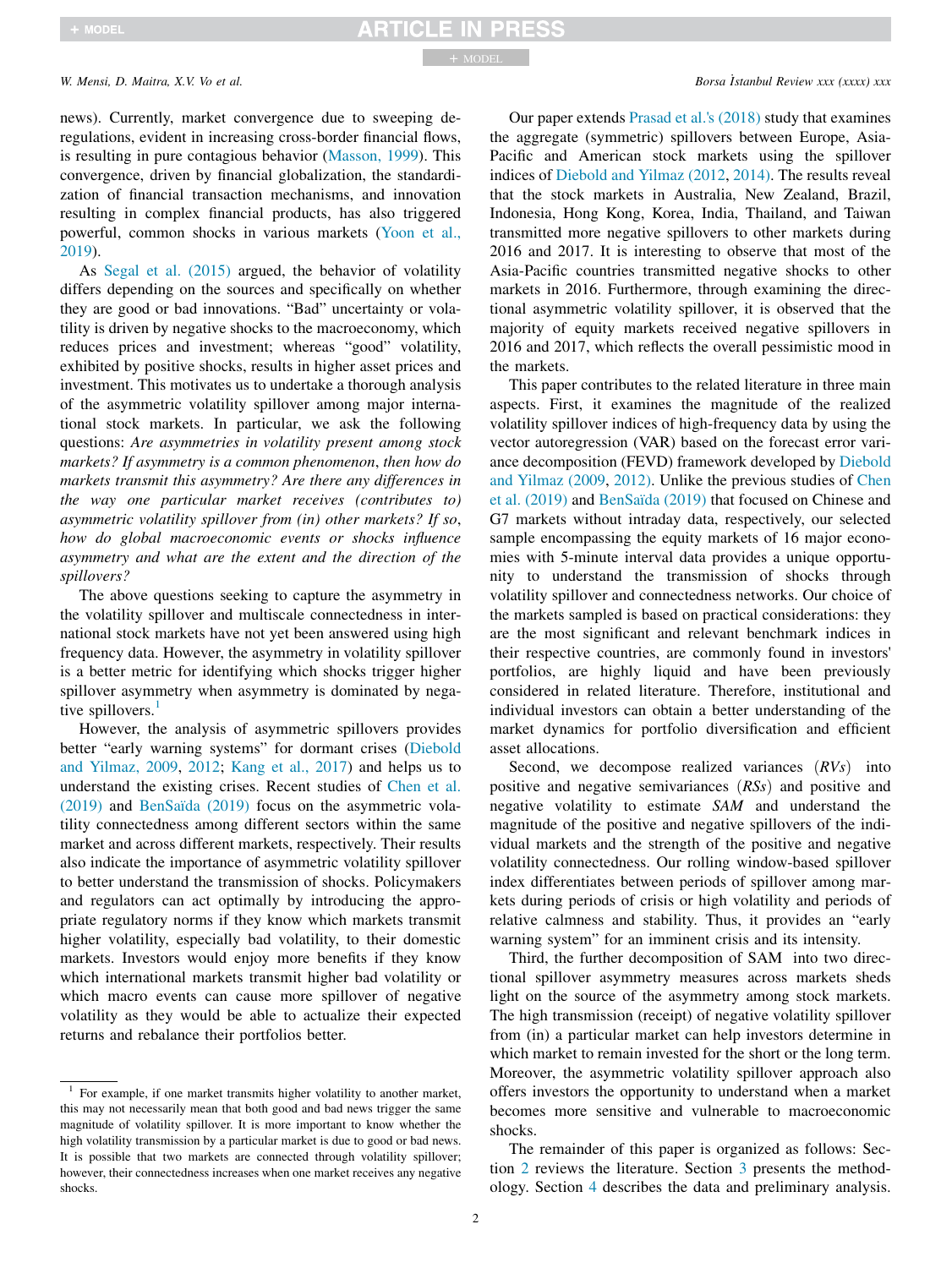news). Currently, market convergence due to sweeping deregulations, evident in increasing cross-border financial flows, is resulting in pure contagious behavior (Masson, 1999). This convergence, driven by financial globalization, the standardization of financial transaction mechanisms, and innovation resulting in complex financial products, has also triggered powerful, common shocks in various markets (Yoon et al., 2019).

As Segal et al. (2015) argued, the behavior of volatility differs depending on the sources and specifically on whether they are good or bad innovations. "Bad" uncertainty or volatility is driven by negative shocks to the macroeconomy, which reduces prices and investment; whereas "good" volatility, exhibited by positive shocks, results in higher asset prices and investment. This motivates us to undertake a thorough analysis of the asymmetric volatility spillover among major international stock markets. In particular, we ask the following questions: *Are asymmetries in volatility present among stock markets? If asymmetry is a common phenomenon, then how do markets transmit this asymmetry? Are there any differences in the way one particular market receives (contributes to) asymmetric volatility spillover from (in) other markets? If so, how do global macroeconomic events or shocks influence asymmetry and what are the extent and the direction of the spillovers?*

The above questions seeking to capture the asymmetry in the volatility spillover and multiscale connectedness in international stock markets have not yet been answered using high frequency data. However, the asymmetry in volatility spillover is a better metric for identifying which shocks trigger higher spillover asymmetry when asymmetry is dominated by negative spillovers.[1]

However, the analysis of asymmetric spillovers provides better "early warning systems" for dormant crises (Diebold and Yilmaz, 2009, 2012; Kang et al., 2017) and helps us to understand the existing crises. Recent studies of Chen et al. (2019) and BenSaïda (2019) focus on the asymmetric volatility connectedness among different sectors within the same market and across different markets, respectively. Their results also indicate the importance of asymmetric volatility spillover to better understand the transmission of shocks. Policymakers and regulators can act optimally by introducing the appropriate regulatory norms if they know which markets transmit higher volatility, especially bad volatility, to their domestic markets. Investors would enjoy more benefits if they know which international markets transmit higher bad volatility or which macro events can cause more spillover of negative volatility as they would be able to actualize their expected returns and rebalance their portfolios better.

Our paper extends Prasad et al.'s (2018) study that examines the aggregate (symmetric) spillovers between Europe, Asia-Pacific and American stock markets using the spillover indices of Diebold and Yilmaz (2012, 2014). The results reveal that the stock markets in Australia, New Zealand, Brazil, Indonesia, Hong Kong, Korea, India, Thailand, and Taiwan transmitted more negative spillovers to other markets during 2016 and 2017. It is interesting to observe that most of the Asia-Pacific countries transmitted negative shocks to other markets in 2016. Furthermore, through examining the directional asymmetric volatility spillover, it is observed that the majority of equity markets received negative spillovers in 2016 and 2017, which reflects the overall pessimistic mood in the markets.

This paper contributes to the related literature in three main aspects. First, it examines the magnitude of the realized volatility spillover indices of high-frequency data by using the vector autoregression (VAR) based on the forecast error variance decomposition (FEVD) framework developed by Diebold and Yilmaz (2009, 2012). Unlike the previous studies of Chen et al. (2019) and BenSaïda (2019) that focused on Chinese and G7 markets without intraday data, respectively, our selected sample encompassing the equity markets of 16 major economies with 5-minute interval data provides a unique opportunity to understand the transmission of shocks through volatility spillover and connectedness networks. Our choice of the markets sampled is based on practical considerations: they are the most significant and relevant benchmark indices in their respective countries, are commonly found in investors' portfolios, are highly liquid and have been previously considered in related literature. Therefore, institutional and individual investors can obtain a better understanding of the market dynamics for portfolio diversification and efficient asset allocations.

Second, we decompose realized variances (*RVs*) into positive and negative semivariances (*RSs*) and positive and negative volatility to estimate *SAM* and understand the magnitude of the positive and negative spillovers of the individual markets and the strength of the positive and negative volatility connectedness. Our rolling window-based spillover index differentiates between periods of spillover among markets during periods of crisis or high volatility and periods of relative calmness and stability. Thus, it provides an "early warning system" for an imminent crisis and its intensity.

Third, the further decomposition of SAM into two directional spillover asymmetry measures across markets sheds light on the source of the asymmetry among stock markets. The high transmission (receipt) of negative volatility spillover from (in) a particular market can help investors determine in which market to remain invested for the short or the long term. Moreover, the asymmetric volatility spillover approach also offers investors the opportunity to understand when a market becomes more sensitive and vulnerable to macroeconomic shocks.

The remainder of this paper is organized as follows: Section 2 reviews the literature. Section 3 presents the methodology. Section 4 describes the data and preliminary analysis.

[1] For example, if one market transmits higher volatility to another market, this may not necessarily mean that both good and bad news trigger the same magnitude of volatility spillover. It is more important to know whether the high volatility transmission by a particular market is due to good or bad news. It is possible that two markets are connected through volatility spillover; however, their connectedness increases when one market receives any negative shocks.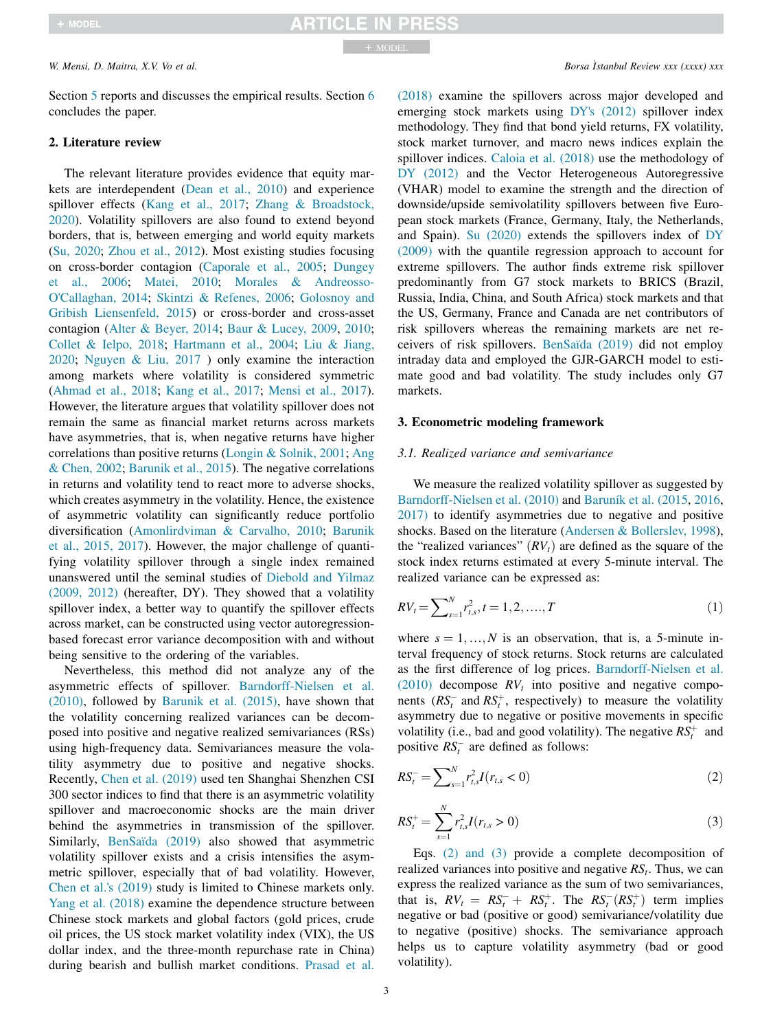Section 5 reports and discusses the empirical results. Section 6 concludes the paper.

## 2. Literature review

The relevant literature provides evidence that equity markets are interdependent (Dean et al., 2010) and experience spillover effects (Kang et al., 2017; Zhang & Broadstock, 2020). Volatility spillovers are also found to extend beyond borders, that is, between emerging and world equity markets (Su, 2020; Zhou et al., 2012). Most existing studies focusing on cross-border contagion (Caporale et al., 2005; Dungey et al., 2006; Matei, 2010; Morales & Andreosso-O'Callaghan, 2014; Skintzi & Refenes, 2006; Golosnoy and Gribish Liensenfeld, 2015) or cross-border and cross-asset contagion (Alter & Beyer, 2014; Baur & Lucey, 2009, 2010; Collet & Ielpo, 2018; Hartmann et al., 2004; Liu & Jiang, 2020; Nguyen & Liu, 2017 ) only examine the interaction among markets where volatility is considered symmetric (Ahmad et al., 2018; Kang et al., 2017; Mensi et al., 2017). However, the literature argues that volatility spillover does not remain the same as financial market returns across markets have asymmetries, that is, when negative returns have higher correlations than positive returns (Longin & Solnik, 2001; Ang & Chen, 2002; Barunik et al., 2015). The negative correlations in returns and volatility tend to react more to adverse shocks, which creates asymmetry in the volatility. Hence, the existence of asymmetric volatility can significantly reduce portfolio diversification (Amonlirdviman & Carvalho, 2010; Barunik et al., 2015, 2017). However, the major challenge of quantifying volatility spillover through a single index remained unanswered until the seminal studies of Diebold and Yilmaz (2009, 2012) (hereafter, DY). They showed that a volatility spillover index, a better way to quantify the spillover effects across market, can be constructed using vector autoregression-based forecast error variance decomposition with and without being sensitive to the ordering of the variables.

Nevertheless, this method did not analyze any of the asymmetric effects of spillover. Barndorff-Nielsen et al. (2010), followed by Barunik et al. (2015), have shown that the volatility concerning realized variances can be decomposed into positive and negative realized semivariances (RSs) using high-frequency data. Semivariances measure the volatility asymmetry due to positive and negative shocks. Recently, Chen et al. (2019) used ten Shanghai Shenzhen CSI 300 sector indices to find that there is an asymmetric volatility spillover and macroeconomic shocks are the main driver behind the asymmetries in transmission of the spillover. Similarly, BenSaïda (2019) also showed that asymmetric volatility spillover exists and a crisis intensifies the asymmetric spillover, especially that of bad volatility. However, Chen et al.'s (2019) study is limited to Chinese markets only. Yang et al. (2018) examine the dependence structure between Chinese stock markets and global factors (gold prices, crude oil prices, the US stock market volatility index (VIX), the US dollar index, and the three-month repurchase rate in China) during bearish and bullish market conditions. Prasad et al. (2018) examine the spillovers across major developed and emerging stock markets using DY's (2012) spillover index methodology. They find that bond yield returns, FX volatility, stock market turnover, and macro news indices explain the spillover indices. Caloia et al. (2018) use the methodology of DY (2012) and the Vector Heterogeneous Autoregressive (VHAR) model to examine the strength and the direction of downside/upside semivolatility spillovers between five European stock markets (France, Germany, Italy, the Netherlands, and Spain). Su (2020) extends the spillovers index of DY (2009) with the quantile regression approach to account for extreme spillovers. The author finds extreme risk spillover predominantly from G7 stock markets to BRICS (Brazil, Russia, India, China, and South Africa) stock markets and that the US, Germany, France and Canada are net contributors of risk spillovers whereas the remaining markets are net receivers of risk spillovers. BenSaïda (2019) did not employ intraday data and employed the GJR-GARCH model to estimate good and bad volatility. The study includes only G7 markets.

## 3. Econometric modeling framework

### 3.1. Realized variance and semivariance

We measure the realized volatility spillover as suggested by Barndorff-Nielsen et al. (2010) and Baruník et al. (2015, 2016, 2017) to identify asymmetries due to negative and positive shocks. Based on the literature (Andersen & Bollerslev, 1998), the "realized variances" ($RV_t$) are defined as the square of the stock index returns estimated at every 5-minute interval. The realized variance can be expressed as:

$$RV_t = \sum_{s=1}^{N} r_{t,s}^2, t = 1, 2, \ldots, T \tag{1}$$

where $s = 1, \ldots, N$ is an observation, that is, a 5-minute interval frequency of stock returns. Stock returns are calculated as the first difference of log prices. Barndorff-Nielsen et al. (2010) decompose $RV_t$ into positive and negative components ($RS_t^-$ and $RS_t^+$, respectively) to measure the volatility asymmetry due to negative or positive movements in specific volatility (i.e., bad and good volatility). The negative $RS_t^+$ and positive $RS_t^-$ are defined as follows:

$$RS_t^- = \sum_{s=1}^{N} r_{t,s}^2 I(r_{t,s} < 0) \tag{2}$$

$$RS_t^+ = \sum_{s=1}^{N} r_{t,s}^2 I(r_{t,s} > 0) \tag{3}$$

Eqs. (2) and (3) provide a complete decomposition of realized variances into positive and negative $RS_t$. Thus, we can express the realized variance as the sum of two semivariances, that is, $RV_t = RS_t^- + RS_t^+$. The $RS_t^-(RS_t^+)$ term implies negative or bad (positive or good) semivariance/volatility due to negative (positive) shocks. The semivariance approach helps us to capture volatility asymmetry (bad or good volatility).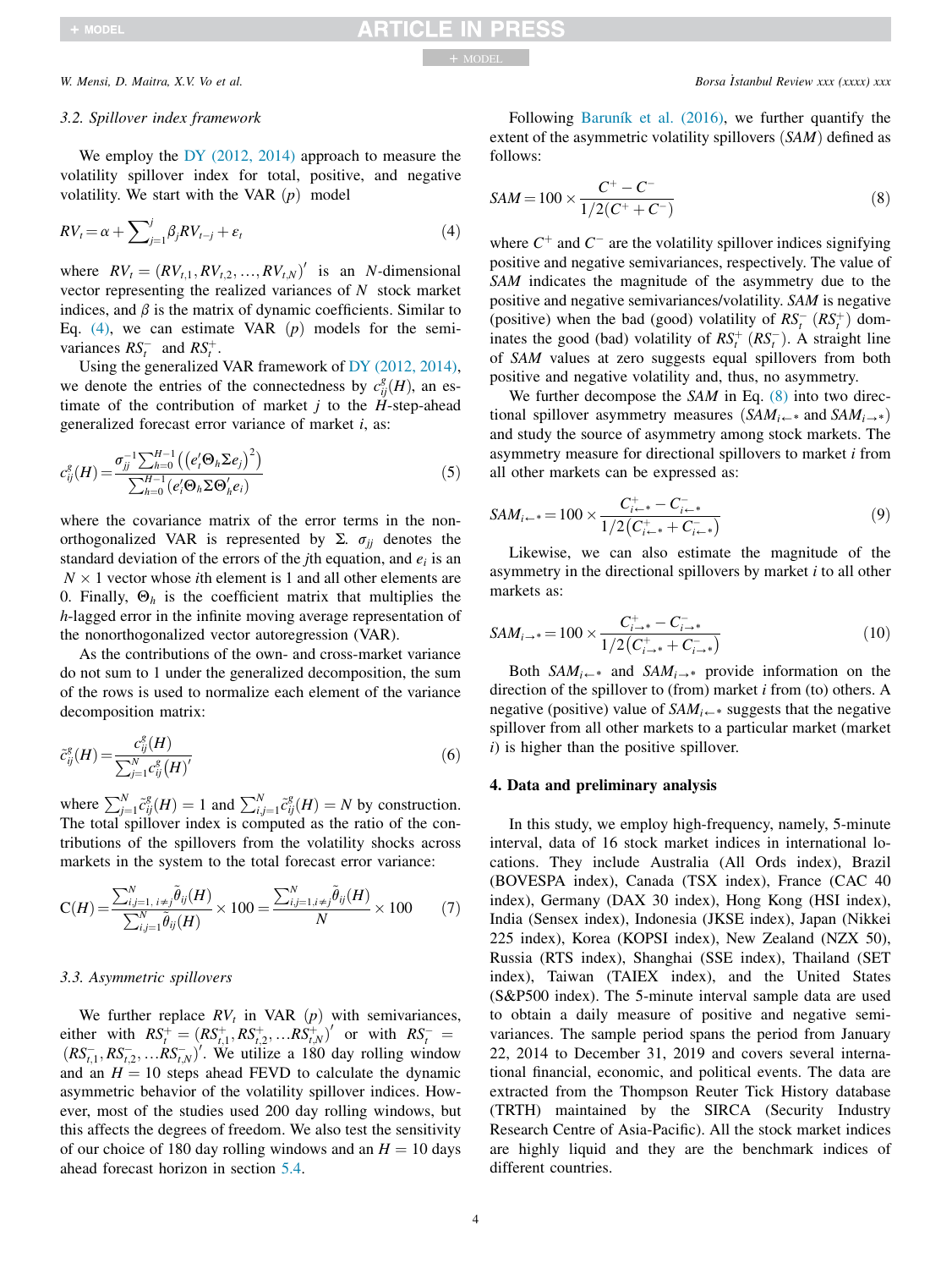### 3.2. Spillover index framework

We employ the DY (2012, 2014) approach to measure the volatility spillover index for total, positive, and negative volatility. We start with the VAR $(p)$ model

$$RV_t = \alpha + \sum_{j=1}^{j} \beta_j RV_{t-j} + \varepsilon_t \tag{4}$$

where $RV_t = (RV_{t,1}, RV_{t,2}, \ldots, RV_{t,N})'$ is an $N$-dimensional vector representing the realized variances of $N$ stock market indices, and $\beta$ is the matrix of dynamic coefficients. Similar to Eq. (4), we can estimate VAR $(p)$ models for the semi-variances $RS_t^-$ and $RS_t^+$.

Using the generalized VAR framework of DY (2012, 2014), we denote the entries of the connectedness by $c_{ij}^g(H)$, an estimate of the contribution of market $j$ to the $H$-step-ahead generalized forecast error variance of market $i$, as:

$$c_{ij}^g(H) = \frac{\sigma_{jj}^{-1} \sum_{h=0}^{H-1} \left( \left( e_i' \Theta_h \Sigma e_j \right)^2 \right)}{\sum_{h=0}^{H-1} \left( e_i' \Theta_h \Sigma \Theta_h' e_i \right)} \tag{5}$$

where the covariance matrix of the error terms in the non-orthogonalized VAR is represented by $\Sigma$. $\sigma_{jj}$ denotes the standard deviation of the errors of the $j$th equation, and $e_i$ is an $N \times 1$ vector whose $i$th element is 1 and all other elements are 0. Finally, $\Theta_h$ is the coefficient matrix that multiplies the $h$-lagged error in the infinite moving average representation of the nonorthogonalized vector autoregression (VAR).

As the contributions of the own- and cross-market variance do not sum to 1 under the generalized decomposition, the sum of the rows is used to normalize each element of the variance decomposition matrix:

$$\tilde{c}_{ij}^g(H) = \frac{c_{ij}^g(H)}{\sum_{j=1}^{N} c_{ij}^g(H)'} \tag{6}$$

where $\sum_{j=1}^{N} \tilde{c}_{ij}^g(H) = 1$ and $\sum_{i,j=1}^{N} \tilde{c}_{ij}^g(H) = N$ by construction. The total spillover index is computed as the ratio of the contributions of the spillovers from the volatility shocks across markets in the system to the total forecast error variance:

$$\mathrm{C}(H) = \frac{\sum_{i,j=1,\, i \neq j}^{N} \tilde{\theta}_{ij}(H)}{\sum_{i,j=1}^{N} \tilde{\theta}_{ij}(H)} \times 100 = \frac{\sum_{i,j=1, i \neq j}^{N} \tilde{\theta}_{ij}(H)}{N} \times 100 \tag{7}$$

### 3.3. Asymmetric spillovers

We further replace $RV_t$ in VAR $(p)$ with semivariances, either with $RS_t^+ = (RS_{t,1}^+, RS_{t,2}^+, \ldots RS_{t,N}^+)'$ or with $RS_t^- = (RS_{t,1}^-, RS_{t,2}^-, \ldots RS_{t,N}^-)'$. We utilize a 180 day rolling window and an $H = 10$ steps ahead FEVD to calculate the dynamic asymmetric behavior of the volatility spillover indices. However, most of the studies used 200 day rolling windows, but this affects the degrees of freedom. We also test the sensitivity of our choice of 180 day rolling windows and an $H = 10$ days ahead forecast horizon in section 5.4.

Following Baruník et al. (2016), we further quantify the extent of the asymmetric volatility spillovers ($SAM$) defined as follows:

$$SAM = 100 \times \frac{C^+ - C^-}{1/2(C^+ + C^-)} \tag{8}$$

where $C^+$ and $C^-$ are the volatility spillover indices signifying positive and negative semivariances, respectively. The value of $SAM$ indicates the magnitude of the asymmetry due to the positive and negative semivariances/volatility. $SAM$ is negative (positive) when the bad (good) volatility of $RS_t^-$ ($RS_t^+$) dominates the good (bad) volatility of $RS_t^+$ ($RS_t^-$). A straight line of $SAM$ values at zero suggests equal spillovers from both positive and negative volatility and, thus, no asymmetry.

We further decompose the $SAM$ in Eq. (8) into two directional spillover asymmetry measures ($SAM_{i\leftarrow *}$ and $SAM_{i\rightarrow *}$) and study the source of asymmetry among stock markets. The asymmetry measure for directional spillovers to market $i$ from all other markets can be expressed as:

$$SAM_{i\leftarrow *} = 100 \times \frac{C_{i\leftarrow *}^+ - C_{i\leftarrow *}^-}{1/2\left(C_{i\leftarrow *}^+ + C_{i\leftarrow *}^-\right)} \tag{9}$$

Likewise, we can also estimate the magnitude of the asymmetry in the directional spillovers by market $i$ to all other markets as:

$$SAM_{i\rightarrow *} = 100 \times \frac{C_{i\rightarrow *}^+ - C_{i\rightarrow *}^-}{1/2\left(C_{i\rightarrow *}^+ + C_{i\rightarrow *}^-\right)} \tag{10}$$

Both $SAM_{i\leftarrow *}$ and $SAM_{i\rightarrow *}$ provide information on the direction of the spillover to (from) market $i$ from (to) others. A negative (positive) value of $SAM_{i\leftarrow *}$ suggests that the negative spillover from all other markets to a particular market (market $i$) is higher than the positive spillover.

## 4. Data and preliminary analysis

In this study, we employ high-frequency, namely, 5-minute interval, data of 16 stock market indices in international locations. They include Australia (All Ords index), Brazil (BOVESPA index), Canada (TSX index), France (CAC 40 index), Germany (DAX 30 index), Hong Kong (HSI index), India (Sensex index), Indonesia (JKSE index), Japan (Nikkei 225 index), Korea (KOPSI index), New Zealand (NZX 50), Russia (RTS index), Shanghai (SSE index), Thailand (SET index), Taiwan (TAIEX index), and the United States (S&P500 index). The 5-minute interval sample data are used to obtain a daily measure of positive and negative semi-variances. The sample period spans the period from January 22, 2014 to December 31, 2019 and covers several international financial, economic, and political events. The data are extracted from the Thompson Reuter Tick History database (TRTH) maintained by the SIRCA (Security Industry Research Centre of Asia-Pacific). All the stock market indices are highly liquid and they are the benchmark indices of different countries.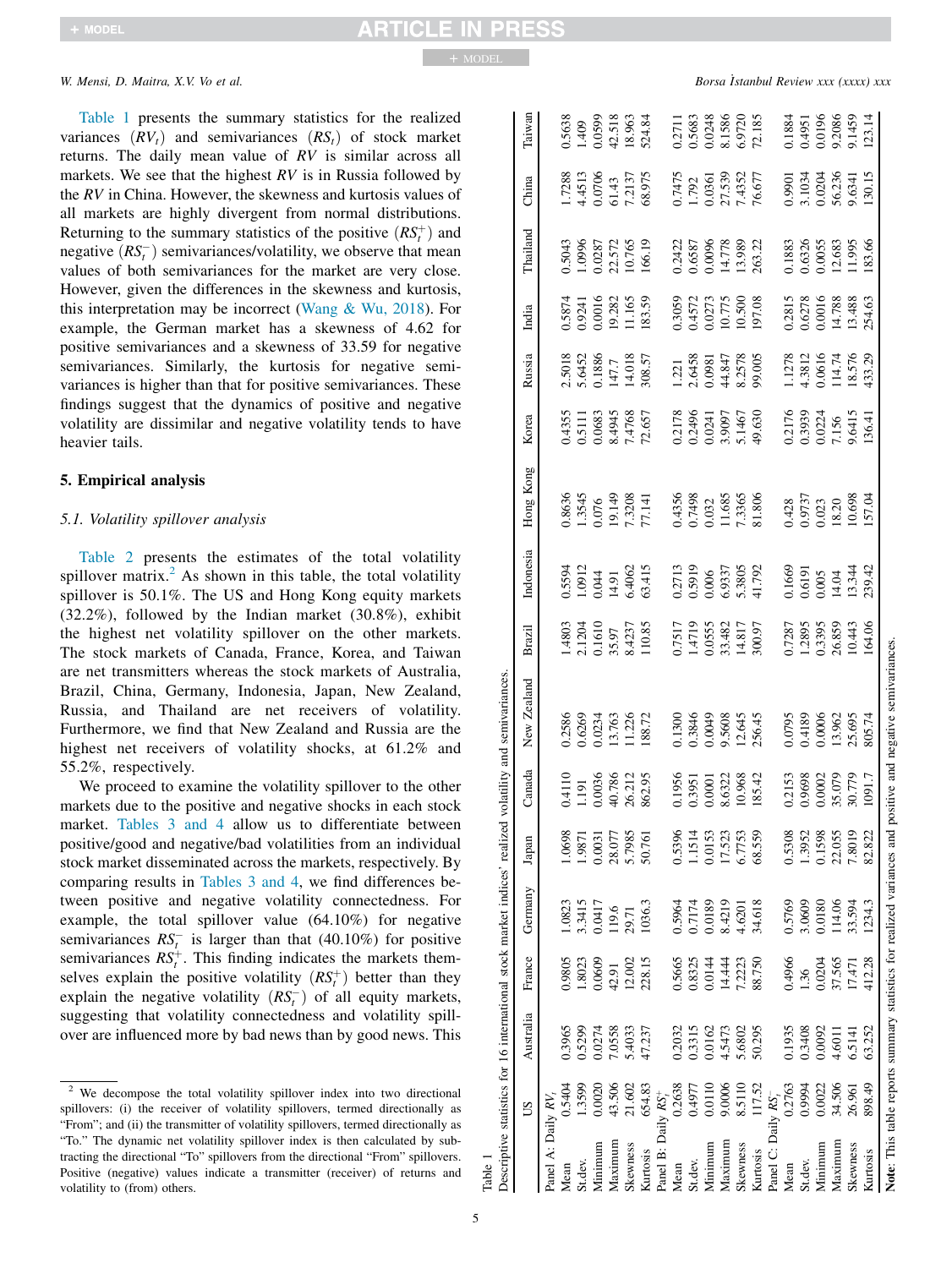Table 1 presents the summary statistics for the realized variances ($RV_t$) and semivariances ($RS_t$) of stock market returns. The daily mean value of $RV$ is similar across all markets. We see that the highest $RV$ is in Russia followed by the $RV$ in China. However, the skewness and kurtosis values of all markets are highly divergent from normal distributions. Returning to the summary statistics of the positive ($RS_t^+$) and negative ($RS_t^-$) semivariances/volatility, we observe that mean values of both semivariances for the market are very close. However, given the differences in the skewness and kurtosis, this interpretation may be incorrect (Wang & Wu, 2018). For example, the German market has a skewness of 4.62 for positive semivariances and a skewness of 33.59 for negative semivariances. Similarly, the kurtosis for negative semivariances is higher than that for positive semivariances. These findings suggest that the dynamics of positive and negative volatility are dissimilar and negative volatility tends to have heavier tails.

## 5. Empirical analysis

### 5.1. Volatility spillover analysis

Table 2 presents the estimates of the total volatility spillover matrix.[2] As shown in this table, the total volatility spillover is 50.1%. The US and Hong Kong equity markets (32.2%), followed by the Indian market (30.8%), exhibit the highest net volatility spillover on the other markets. The stock markets of Canada, France, Korea, and Taiwan are net transmitters whereas the stock markets of Australia, Brazil, China, Germany, Indonesia, Japan, New Zealand, Russia, and Thailand are net receivers of volatility. Furthermore, we find that New Zealand and Russia are the highest net receivers of volatility shocks, at 61.2% and 55.2%, respectively.

We proceed to examine the volatility spillover to the other markets due to the positive and negative shocks in each stock market. Tables 3 and 4 allow us to differentiate between positive/good and negative/bad volatilities from an individual stock market disseminated across the markets, respectively. By comparing results in Tables 3 and 4, we find differences between positive and negative volatility connectedness. For example, the total spillover value (64.10%) for negative semivariances $RS_t^-$ is larger than that (40.10%) for positive semivariances $RS_t^+$. This finding indicates the markets themselves explain the positive volatility ($RS_t^+$) better than they explain the negative volatility ($RS_t^-$) of all equity markets, suggesting that volatility connectedness and volatility spillover are influenced more by bad news than by good news. This

[2] We decompose the total volatility spillover index into two directional spillovers: (i) the receiver of volatility spillovers, termed directionally as "From"; and (ii) the transmitter of volatility spillovers, termed directionally as "To." The dynamic net volatility spillover index is then calculated by subtracting the directional "To" spillovers from the directional "From" spillovers. Positive (negative) values indicate a transmitter (receiver) of returns and volatility to (from) others.

Table 1
Descriptive statistics for 16 international stock market indices' realized volatility and semivariances.

| | US | Australia | France | Germany | Japan | Canada | New Zealand | Brazil | Indonesia | Hong Kong | Korea | Russia | India | Thailand | China | Taiwan |
|---|---|---|---|---|---|---|---|---|---|---|---|---|---|---|---|---|
| Panel A: Daily $RV_t$ | | | | | | | | | | | | | | | | |
| Mean | 0.5404 | 0.3965 | 0.9805 | 1.0823 | 1.0698 | 0.4110 | 0.2586 | 1.4803 | 0.5594 | 0.8636 | 0.4355 | 2.5018 | 0.5874 | 0.5043 | 1.7288 | 0.5638 |
| St.dev. | 1.3599 | 0.5299 | 1.8023 | 3.3415 | 1.9871 | 1.191 | 0.6269 | 2.1204 | 1.0912 | 1.3545 | 0.5111 | 5.6452 | 0.9241 | 1.0996 | 4.4513 | 1.409 |
| Minimum | 0.0020 | 0.0274 | 0.0609 | 0.0417 | 0.0031 | 0.0036 | 0.0234 | 0.1610 | 0.044 | 0.076 | 0.0683 | 0.1886 | 0.0016 | 0.0287 | 0.0706 | 0.0599 |
| Maximum | 43.506 | 7.0558 | 42.91 | 119.6 | 28.077 | 40.786 | 13.763 | 35.97 | 14.91 | 19.149 | 8.4945 | 147.7 | 19.282 | 22.572 | 61.43 | 42.518 |
| Skewness | 21.602 | 5.4033 | 12.002 | 29.71 | 5.7985 | 26.212 | 11.226 | 8.4237 | 6.4062 | 7.3208 | 7.4768 | 14.018 | 11.165 | 10.765 | 7.2137 | 18.963 |
| Kurtosis | 654.83 | 47.237 | 228.15 | 1036.3 | 50.761 | 862.95 | 188.72 | 110.85 | 63.415 | 77.141 | 72.657 | 308.57 | 183.59 | 166.19 | 68.975 | 524.84 |
| Panel B: Daily $RS_t^+$ | | | | | | | | | | | | | | | | |
| Mean | 0.2638 | 0.2032 | 0.5665 | 0.5964 | 0.5396 | 0.1956 | 0.1300 | 0.7517 | 0.2713 | 0.4356 | 0.2178 | 1.221 | 0.3059 | 0.2422 | 0.7475 | 0.2711 |
| St.dev. | 0.4977 | 0.3315 | 0.8325 | 0.7174 | 1.1514 | 0.3951 | 0.3846 | 1.4719 | 0.5919 | 0.7498 | 0.2496 | 2.6458 | 0.4572 | 0.6587 | 1.792 | 0.5683 |
| Minimum | 0.0110 | 0.0162 | 0.0144 | 0.0189 | 0.0153 | 0.0001 | 0.0049 | 0.0555 | 0.006 | 0.032 | 0.0241 | 0.0981 | 0.0273 | 0.0096 | 0.0361 | 0.0248 |
| Maximum | 9.0006 | 4.5473 | 14.444 | 8.4219 | 17.523 | 8.6322 | 9.5608 | 33.482 | 6.9337 | 11.685 | 3.9097 | 44.847 | 10.775 | 14.778 | 27.539 | 8.1586 |
| Skewness | 8.5110 | 5.6802 | 7.2223 | 4.6201 | 6.7753 | 10.968 | 12.645 | 14.817 | 5.3805 | 7.3365 | 5.1467 | 8.2578 | 10.500 | 13.989 | 7.4352 | 6.9720 |
| Kurtosis | 117.52 | 50.295 | 88.750 | 34.618 | 68.559 | 185.42 | 256.45 | 300.97 | 41.792 | 81.806 | 49.630 | 99.005 | 197.08 | 263.22 | 76.677 | 72.185 |
| Panel C: Daily $RS_t^-$ | | | | | | | | | | | | | | | | |
| Mean | 0.2763 | 0.1935 | 0.4966 | 0.5769 | 0.5308 | 0.2153 | 0.0795 | 0.7287 | 0.1669 | 0.428 | 0.2176 | 1.1278 | 0.2815 | 0.1883 | 0.9901 | 0.1884 |
| St.dev. | 0.9994 | 0.3408 | 1.36 | 3.0609 | 1.3952 | 0.9698 | 0.4189 | 1.2895 | 0.6191 | 0.9737 | 0.3939 | 4.3812 | 0.6278 | 0.6326 | 3.1034 | 0.4951 |
| Minimum | 0.0022 | 0.0092 | 0.0204 | 0.0180 | 0.1598 | 0.0002 | 0.0006 | 0.3395 | 0.005 | 0.023 | 0.0224 | 0.0616 | 0.0016 | 0.0055 | 0.0204 | 0.0196 |
| Maximum | 34.506 | 4.6011 | 37.565 | 114.06 | 22.055 | 35.079 | 13.962 | 26.859 | 14.04 | 18.20 | 7.156 | 114.74 | 14.788 | 12.683 | 56.236 | 9.2086 |
| Skewness | 26.961 | 6.5141 | 17.471 | 33.594 | 7.8019 | 30.779 | 25.695 | 10.443 | 13.344 | 10.698 | 9.6415 | 18.576 | 13.488 | 11.995 | 9.6341 | 9.1459 |
| Kurtosis | 898.49 | 63.252 | 412.28 | 1234.3 | 82.822 | 1091.7 | 805.74 | 164.06 | 239.42 | 157.04 | 136.41 | 433.29 | 254.63 | 183.66 | 130.15 | 123.14 |

**Note**: This table reports summary statistics for realized variances and positive and negative semivariances.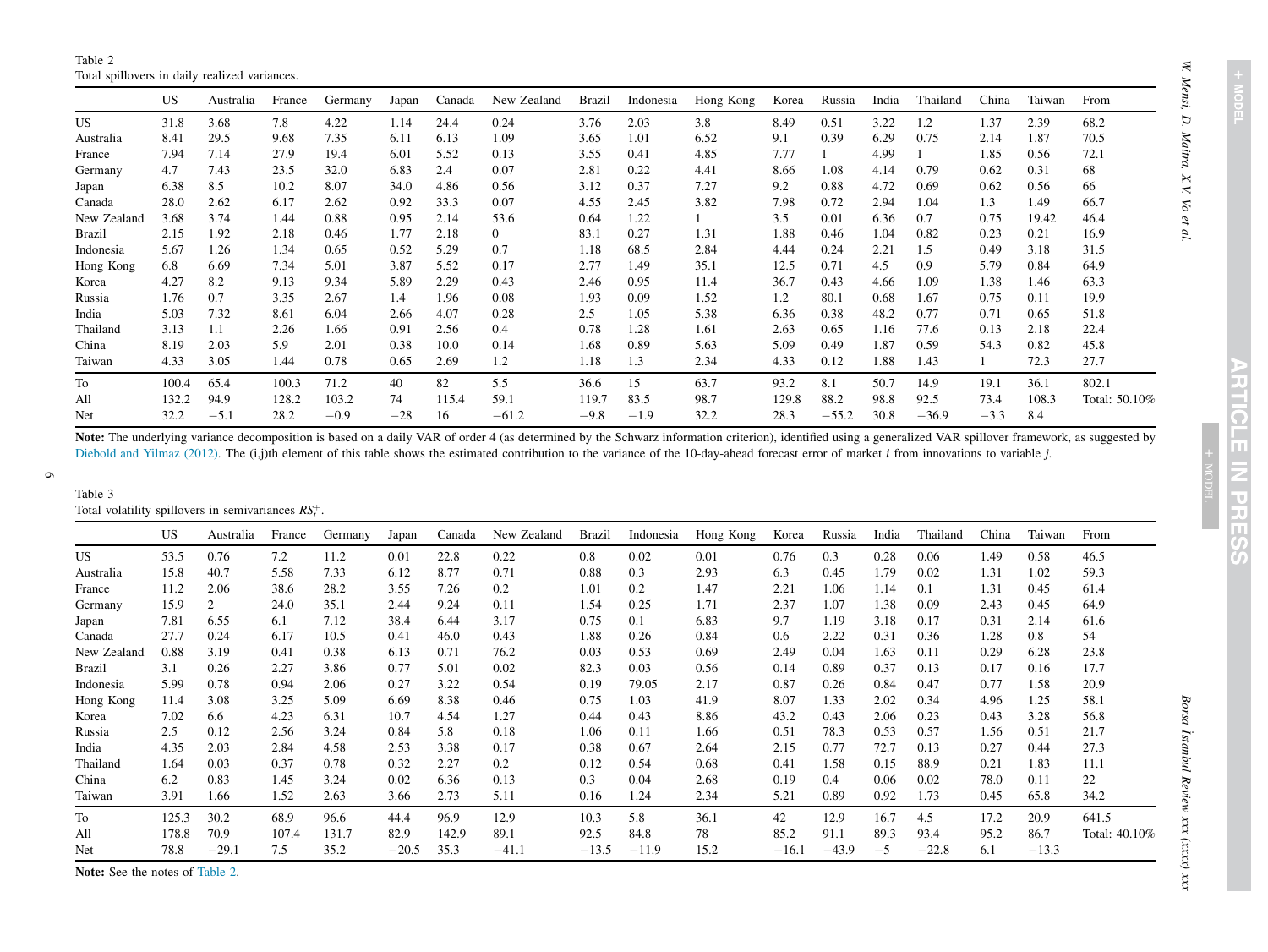Table 2
Total spillovers in daily realized variances.

| | US | Australia | France | Germany | Japan | Canada | New Zealand | Brazil | Indonesia | Hong Kong | Korea | Russia | India | Thailand | China | Taiwan | From |
|---|---|---|---|---|---|---|---|---|---|---|---|---|---|---|---|---|---|
| US | 31.8 | 3.68 | 7.8 | 4.22 | 1.14 | 24.4 | 0.24 | 3.76 | 2.03 | 3.8 | 8.49 | 0.51 | 3.22 | 1.2 | 1.37 | 2.39 | 68.2 |
| Australia | 8.41 | 29.5 | 9.68 | 7.35 | 6.11 | 6.13 | 1.09 | 3.65 | 1.01 | 6.52 | 9.1 | 0.39 | 6.29 | 0.75 | 2.14 | 1.87 | 70.5 |
| France | 7.94 | 7.14 | 27.9 | 19.4 | 6.01 | 5.52 | 0.13 | 3.55 | 0.41 | 4.85 | 7.77 | 1 | 4.99 | 1 | 1.85 | 0.56 | 72.1 |
| Germany | 4.7 | 7.43 | 23.5 | 32.0 | 6.83 | 2.4 | 0.07 | 2.81 | 0.22 | 4.41 | 8.66 | 1.08 | 4.14 | 0.79 | 0.62 | 0.31 | 68 |
| Japan | 6.38 | 8.5 | 10.2 | 8.07 | 34.0 | 4.86 | 0.56 | 3.12 | 0.37 | 7.27 | 9.2 | 0.88 | 4.72 | 0.69 | 0.62 | 0.56 | 66 |
| Canada | 28.0 | 2.62 | 6.17 | 2.62 | 0.92 | 33.3 | 0.07 | 4.55 | 2.45 | 3.82 | 7.98 | 0.72 | 2.94 | 1.04 | 1.3 | 1.49 | 66.7 |
| New Zealand | 3.68 | 3.74 | 1.44 | 0.88 | 0.95 | 2.14 | 53.6 | 0.64 | 1.22 | 1 | 3.5 | 0.01 | 6.36 | 0.7 | 0.75 | 19.42 | 46.4 |
| Brazil | 2.15 | 1.92 | 2.18 | 0.46 | 1.77 | 2.18 | 0 | 83.1 | 0.27 | 1.31 | 1.88 | 0.46 | 1.04 | 0.82 | 0.23 | 0.21 | 16.9 |
| Indonesia | 5.67 | 1.26 | 1.34 | 0.65 | 0.52 | 5.29 | 0.7 | 1.18 | 68.5 | 2.84 | 4.44 | 0.24 | 2.21 | 1.5 | 0.49 | 3.18 | 31.5 |
| Hong Kong | 6.8 | 6.69 | 7.34 | 5.01 | 3.87 | 5.52 | 0.17 | 2.77 | 1.49 | 35.1 | 12.5 | 0.71 | 4.5 | 0.9 | 5.79 | 0.84 | 64.9 |
| Korea | 4.27 | 8.2 | 9.13 | 9.34 | 5.89 | 2.29 | 0.43 | 2.46 | 0.95 | 11.4 | 36.7 | 0.43 | 4.66 | 1.09 | 1.38 | 1.46 | 63.3 |
| Russia | 1.76 | 0.7 | 3.35 | 2.67 | 1.4 | 1.96 | 0.08 | 1.93 | 0.09 | 1.52 | 1.2 | 80.1 | 0.68 | 1.67 | 0.75 | 0.11 | 19.9 |
| India | 5.03 | 7.32 | 8.61 | 6.04 | 2.66 | 4.07 | 0.28 | 2.5 | 1.05 | 5.38 | 6.36 | 0.38 | 48.2 | 0.77 | 0.71 | 0.65 | 51.8 |
| Thailand | 3.13 | 1.1 | 2.26 | 1.66 | 0.91 | 2.56 | 0.4 | 0.78 | 1.28 | 1.61 | 2.63 | 0.65 | 1.16 | 77.6 | 0.13 | 2.18 | 22.4 |
| China | 8.19 | 2.03 | 5.9 | 2.01 | 0.38 | 10.0 | 0.14 | 1.68 | 0.89 | 5.63 | 5.09 | 0.49 | 1.87 | 0.59 | 54.3 | 0.82 | 45.8 |
| Taiwan | 4.33 | 3.05 | 1.44 | 0.78 | 0.65 | 2.69 | 1.2 | 1.18 | 1.3 | 2.34 | 4.33 | 0.12 | 1.88 | 1.43 | 1 | 72.3 | 27.7 |
| To | 100.4 | 65.4 | 100.3 | 71.2 | 40 | 82 | 5.5 | 36.6 | 15 | 63.7 | 93.2 | 8.1 | 50.7 | 14.9 | 19.1 | 36.1 | 802.1 |
| All | 132.2 | 94.9 | 128.2 | 103.2 | 74 | 115.4 | 59.1 | 119.7 | 83.5 | 98.7 | 129.8 | 88.2 | 98.8 | 92.5 | 73.4 | 108.3 | Total: 50.10% |
| Net | 32.2 | −5.1 | 28.2 | −0.9 | −28 | 16 | −61.2 | −9.8 | −1.9 | 32.2 | 28.3 | −55.2 | 30.8 | −36.9 | −3.3 | 8.4 | |

**Note:** The underlying variance decomposition is based on a daily VAR of order 4 (as determined by the Schwarz information criterion), identified using a generalized VAR spillover framework, as suggested by Diebold and Yilmaz (2012). The (i,j)th element of this table shows the estimated contribution to the variance of the 10-day-ahead forecast error of market *i* from innovations to variable *j*.

Table 3
Total volatility spillovers in semivariances $RS_t^+$.

| | US | Australia | France | Germany | Japan | Canada | New Zealand | Brazil | Indonesia | Hong Kong | Korea | Russia | India | Thailand | China | Taiwan | From |
|---|---|---|---|---|---|---|---|---|---|---|---|---|---|---|---|---|---|
| US | 53.5 | 0.76 | 7.2 | 11.2 | 0.01 | 22.8 | 0.22 | 0.8 | 0.02 | 0.01 | 0.76 | 0.3 | 0.28 | 0.06 | 1.49 | 0.58 | 46.5 |
| Australia | 15.8 | 40.7 | 5.58 | 7.33 | 6.12 | 8.77 | 0.71 | 0.88 | 0.3 | 2.93 | 6.3 | 0.45 | 1.79 | 0.02 | 1.31 | 1.02 | 59.3 |
| France | 11.2 | 2.06 | 38.6 | 28.2 | 3.55 | 7.26 | 0.2 | 1.01 | 0.2 | 1.47 | 2.21 | 1.06 | 1.14 | 0.1 | 1.31 | 0.45 | 61.4 |
| Germany | 15.9 | 2 | 24.0 | 35.1 | 2.44 | 9.24 | 0.11 | 1.54 | 0.25 | 1.71 | 2.37 | 1.07 | 1.38 | 0.09 | 2.43 | 0.45 | 64.9 |
| Japan | 7.81 | 6.55 | 6.1 | 7.12 | 38.4 | 6.44 | 3.17 | 0.75 | 0.1 | 6.83 | 9.7 | 1.19 | 3.18 | 0.17 | 0.31 | 2.14 | 61.6 |
| Canada | 27.7 | 0.24 | 6.17 | 10.5 | 0.41 | 46.0 | 0.43 | 1.88 | 0.26 | 0.84 | 0.6 | 2.22 | 0.31 | 0.36 | 1.28 | 0.8 | 54 |
| New Zealand | 0.88 | 3.19 | 0.41 | 0.38 | 6.13 | 0.71 | 76.2 | 0.03 | 0.53 | 0.69 | 2.49 | 0.04 | 1.63 | 0.11 | 0.29 | 6.28 | 23.8 |
| Brazil | 3.1 | 0.26 | 2.27 | 3.86 | 0.77 | 5.01 | 0.02 | 82.3 | 0.03 | 0.56 | 0.14 | 0.89 | 0.37 | 0.13 | 0.17 | 0.16 | 17.7 |
| Indonesia | 5.99 | 0.78 | 0.94 | 2.06 | 0.27 | 3.22 | 0.54 | 0.19 | 79.05 | 2.17 | 0.87 | 0.26 | 0.84 | 0.47 | 0.77 | 1.58 | 20.9 |
| Hong Kong | 11.4 | 3.08 | 3.25 | 5.09 | 6.69 | 8.38 | 0.46 | 0.75 | 1.03 | 41.9 | 8.07 | 1.33 | 2.02 | 0.34 | 4.96 | 1.25 | 58.1 |
| Korea | 7.02 | 6.6 | 4.23 | 6.31 | 10.7 | 4.54 | 1.27 | 0.44 | 0.43 | 8.86 | 43.2 | 0.43 | 2.06 | 0.23 | 0.43 | 3.28 | 56.8 |
| Russia | 2.5 | 0.12 | 2.56 | 3.24 | 0.84 | 5.8 | 0.18 | 1.06 | 0.11 | 1.66 | 0.51 | 78.3 | 0.53 | 0.57 | 1.56 | 0.51 | 21.7 |
| India | 4.35 | 2.03 | 2.84 | 4.58 | 2.53 | 3.38 | 0.17 | 0.38 | 0.67 | 2.64 | 2.15 | 0.77 | 72.7 | 0.13 | 0.27 | 0.44 | 27.3 |
| Thailand | 1.64 | 0.03 | 0.37 | 0.78 | 0.32 | 2.27 | 0.2 | 0.12 | 0.54 | 0.68 | 0.41 | 1.58 | 0.15 | 88.9 | 0.21 | 1.83 | 11.1 |
| China | 6.2 | 0.83 | 1.45 | 3.24 | 0.02 | 6.36 | 0.13 | 0.3 | 0.04 | 2.68 | 0.19 | 0.4 | 0.06 | 0.02 | 78.0 | 0.11 | 22 |
| Taiwan | 3.91 | 1.66 | 1.52 | 2.63 | 3.66 | 2.73 | 5.11 | 0.16 | 1.24 | 2.34 | 5.21 | 0.89 | 0.92 | 1.73 | 0.45 | 65.8 | 34.2 |
| To | 125.3 | 30.2 | 68.9 | 96.6 | 44.4 | 96.9 | 12.9 | 10.3 | 5.8 | 36.1 | 42 | 12.9 | 16.7 | 4.5 | 17.2 | 20.9 | 641.5 |
| All | 178.8 | 70.9 | 107.4 | 131.7 | 82.9 | 142.9 | 89.1 | 92.5 | 84.8 | 78 | 85.2 | 91.1 | 89.3 | 93.4 | 95.2 | 86.7 | Total: 40.10% |
| Net | 78.8 | −29.1 | 7.5 | 35.2 | −20.5 | 35.3 | −41.1 | −13.5 | −11.9 | 15.2 | −16.1 | −43.9 | −5 | −22.8 | 6.1 | −13.3 | |

**Note:** See the notes of Table 2.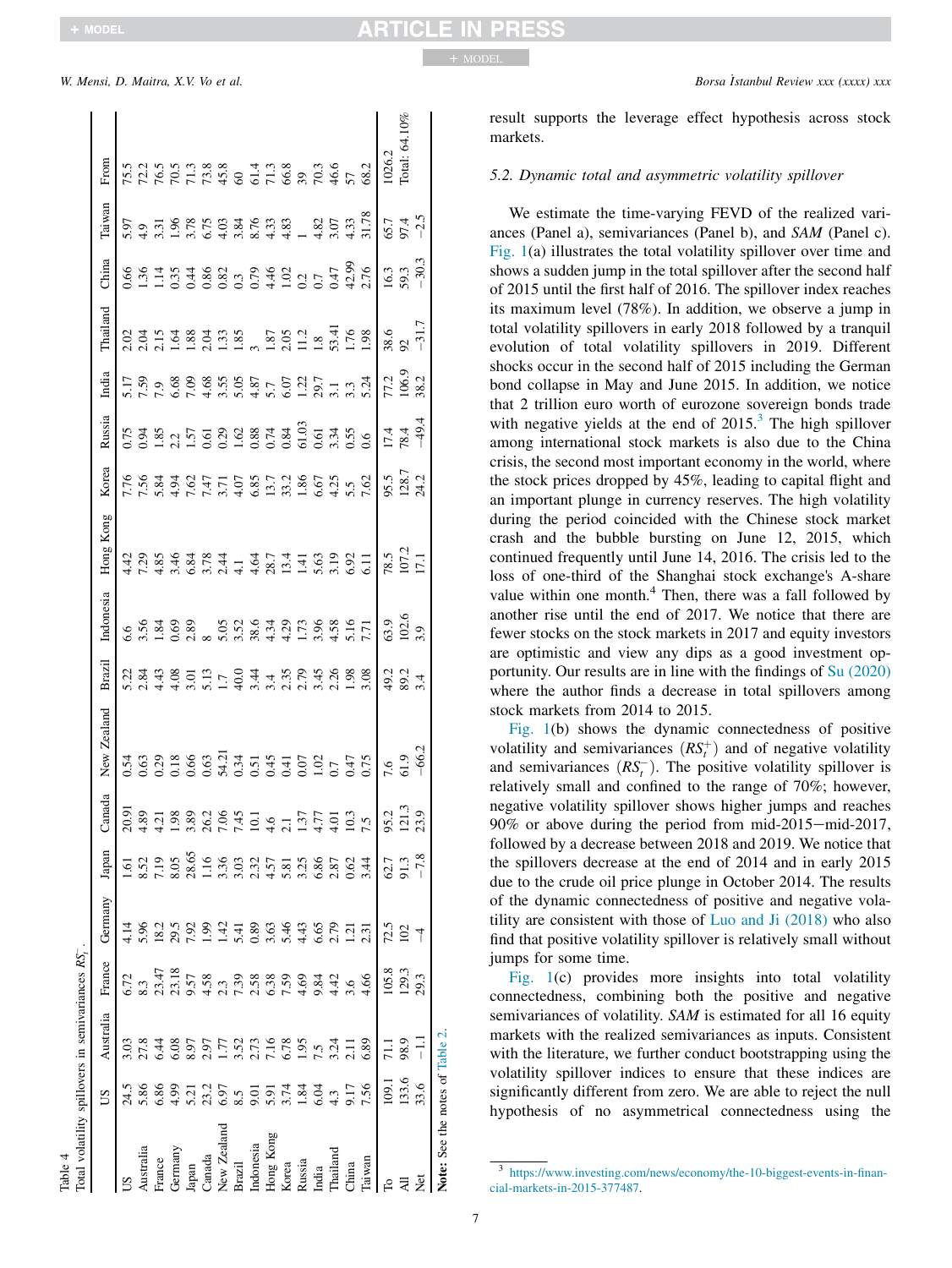Table 4
Total volatility spillovers in semivariances $RS_t^-$.

| | US | Australia | France | Germany | Japan | Canada | New Zealand | Brazil | Indonesia | Hong Kong | Korea | Russia | India | Thailand | China | Taiwan | From |
|---|---|---|---|---|---|---|---|---|---|---|---|---|---|---|---|---|---|
| US | 24.5 | 3.03 | 6.72 | 4.14 | 1.61 | 20.91 | 0.54 | 5.22 | 6.6 | 4.42 | 7.76 | 0.75 | 5.17 | 2.02 | 0.66 | 5.97 | 75.5 |
| Australia | 5.86 | 27.8 | 8.3 | 5.96 | 8.52 | 4.89 | 0.63 | 2.84 | 3.56 | 7.29 | 7.56 | 0.94 | 7.59 | 2.04 | 1.36 | 4.9 | 72.2 |
| France | 6.86 | 6.44 | 23.47 | 18.2 | 7.19 | 4.21 | 0.29 | 4.43 | 1.84 | 4.85 | 5.84 | 1.85 | 7.9 | 2.15 | 1.14 | 3.31 | 76.5 |
| Germany | 4.99 | 6.08 | 23.18 | 29.5 | 8.05 | 1.98 | 0.18 | 4.08 | 0.69 | 3.46 | 4.94 | 2.2 | 6.68 | 1.64 | 0.35 | 1.96 | 70.5 |
| Japan | 5.21 | 8.97 | 9.57 | 7.92 | 28.65 | 3.89 | 0.66 | 3.01 | 2.89 | 6.84 | 7.62 | 1.57 | 7.09 | 1.88 | 0.44 | 3.78 | 71.3 |
| Canada | 23.2 | 2.97 | 4.58 | 1.99 | 1.16 | 26.2 | 0.63 | 5.13 | 8 | 3.78 | 7.47 | 0.61 | 4.68 | 2.04 | 0.86 | 6.75 | 73.8 |
| New Zealand | 6.97 | 1.77 | 2.3 | 1.42 | 3.36 | 7.06 | 54.21 | 1.7 | 5.05 | 2.44 | 3.71 | 0.29 | 3.55 | 1.33 | 0.82 | 4.03 | 45.8 |
| Brazil | 8.5 | 3.52 | 7.39 | 5.41 | 3.03 | 7.45 | 0.34 | 40.0 | 3.52 | 4.1 | 4.07 | 1.62 | 5.05 | 1.85 | 0.3 | 3.84 | 60 |
| Indonesia | 9.01 | 2.73 | 2.58 | 0.89 | 2.32 | 10.1 | 0.51 | 3.44 | 38.6 | 4.64 | 6.85 | 0.88 | 4.87 | 3 | 0.79 | 8.76 | 61.4 |
| Hong Kong | 5.91 | 7.16 | 6.38 | 3.63 | 4.57 | 4.6 | 0.45 | 3.4 | 4.34 | 28.7 | 13.7 | 0.74 | 5.7 | 1.87 | 4.46 | 4.33 | 71.3 |
| Korea | 3.74 | 6.78 | 7.59 | 5.46 | 5.81 | 2.1 | 0.41 | 2.35 | 4.29 | 13.4 | 33.2 | 0.84 | 6.07 | 2.05 | 1.02 | 4.83 | 66.8 |
| Russia | 1.84 | 1.95 | 4.69 | 4.43 | 3.25 | 1.37 | 0.07 | 2.79 | 1.73 | 1.41 | 1.86 | 61.03 | 1.22 | 11.2 | 0.2 | 1 | 39 |
| India | 6.04 | 7.5 | 9.84 | 6.65 | 6.86 | 4.77 | 1.02 | 3.45 | 3.96 | 5.63 | 6.67 | 0.61 | 29.7 | 1.8 | 0.7 | 4.82 | 70.3 |
| Thailand | 4.3 | 3.24 | 4.42 | 2.79 | 2.87 | 4.01 | 0.7 | 2.26 | 4.58 | 3.19 | 4.25 | 3.34 | 3.1 | 53.41 | 0.47 | 3.07 | 46.6 |
| China | 9.17 | 2.11 | 3.6 | 1.21 | 0.62 | 10.3 | 0.47 | 1.98 | 5.16 | 6.92 | 5.5 | 0.55 | 3.3 | 1.76 | 42.99 | 4.33 | 57 |
| Taiwan | 7.56 | 6.89 | 4.66 | 2.31 | 3.44 | 7.5 | 0.75 | 3.08 | 7.71 | 6.11 | 7.62 | 0.6 | 5.24 | 1.98 | 2.76 | 31.78 | 68.2 |
| To | 109.1 | 71.1 | 105.8 | 72.5 | 62.7 | 95.2 | 7.6 | 49.2 | 63.9 | 78.5 | 95.5 | 17.4 | 77.2 | 38.6 | 16.3 | 65.7 | 1026.2 |
| All | 133.6 | 98.9 | 129.3 | 102 | 91.3 | 121.3 | 61.9 | 89.2 | 102.6 | 107.2 | 128.7 | 78.4 | 106.9 | 92 | 59.3 | 97.4 | Total: 64.10% |
| Net | 33.6 | −1.1 | 29.3 | −4 | −7.8 | 23.9 | −66.2 | 3.4 | 3.9 | 17.1 | 24.2 | −49.4 | 38.2 | −31.7 | −30.3 | −2.5 | |

**Note:** See the notes of Table 2.

result supports the leverage effect hypothesis across stock markets.

### 5.2. Dynamic total and asymmetric volatility spillover

We estimate the time-varying FEVD of the realized variances (Panel a), semivariances (Panel b), and *SAM* (Panel c). Fig. 1(a) illustrates the total volatility spillover over time and shows a sudden jump in the total spillover after the second half of 2015 until the first half of 2016. The spillover index reaches its maximum level (78%). In addition, we observe a jump in total volatility spillovers in early 2018 followed by a tranquil evolution of total volatility spillovers in 2019. Different shocks occur in the second half of 2015 including the German bond collapse in May and June 2015. In addition, we notice that 2 trillion euro worth of eurozone sovereign bonds trade with negative yields at the end of 2015.[3] The high spillover among international stock markets is also due to the China crisis, the second most important economy in the world, where the stock prices dropped by 45%, leading to capital flight and an important plunge in currency reserves. The high volatility during the period coincided with the Chinese stock market crash and the bubble bursting on June 12, 2015, which continued frequently until June 14, 2016. The crisis led to the loss of one-third of the Shanghai stock exchange's A-share value within one month.[4] Then, there was a fall followed by another rise until the end of 2017. We notice that there are fewer stocks on the stock markets in 2017 and equity investors are optimistic and view any dips as a good investment opportunity. Our results are in line with the findings of Su (2020) where the author finds a decrease in total spillovers among stock markets from 2014 to 2015.

Fig. 1(b) shows the dynamic connectedness of positive volatility and semivariances ($RS_t^+$) and of negative volatility and semivariances ($RS_t^-$). The positive volatility spillover is relatively small and confined to the range of 70%; however, negative volatility spillover shows higher jumps and reaches 90% or above during the period from mid-2015–mid-2017, followed by a decrease between 2018 and 2019. We notice that the spillovers decrease at the end of 2014 and in early 2015 due to the crude oil price plunge in October 2014. The results of the dynamic connectedness of positive and negative volatility are consistent with those of Luo and Ji (2018) who also find that positive volatility spillover is relatively small without jumps for some time.

Fig. 1(c) provides more insights into total volatility connectedness, combining both the positive and negative semivariances of volatility. *SAM* is estimated for all 16 equity markets with the realized semivariances as inputs. Consistent with the literature, we further conduct bootstrapping using the volatility spillover indices to ensure that these indices are significantly different from zero. We are able to reject the null hypothesis of no asymmetrical connectedness using the

[3] https://www.investing.com/news/economy/the-10-biggest-events-in-financial-markets-in-2015-377487.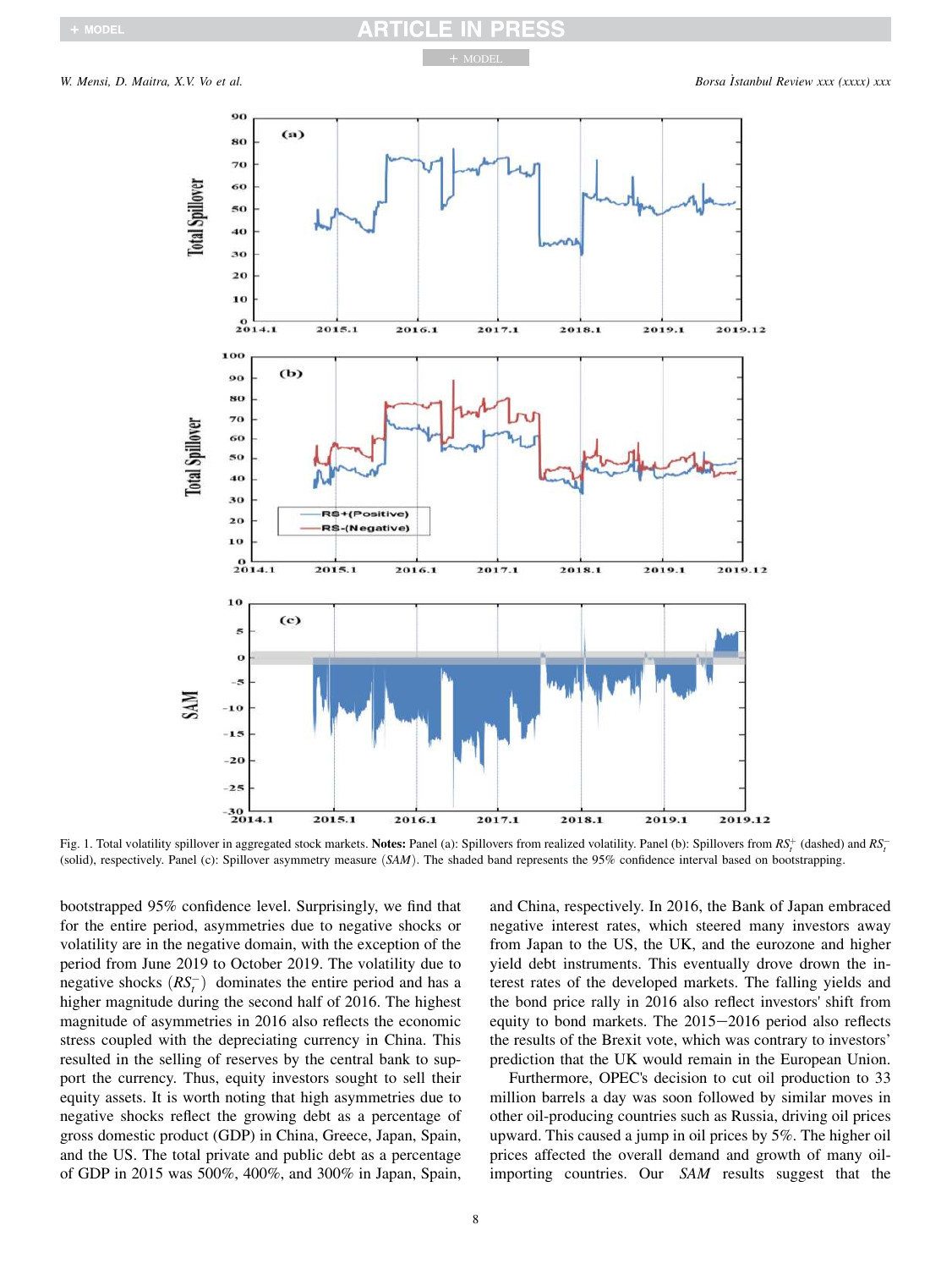Fig. 1. Total volatility spillover in aggregated stock markets. **Notes:** Panel (a): Spillovers from realized volatility. Panel (b): Spillovers from $RS_t^+$ (dashed) and $RS_t^-$ (solid), respectively. Panel (c): Spillover asymmetry measure ($SAM$). The shaded band represents the 95% confidence interval based on bootstrapping.

bootstrapped 95% confidence level. Surprisingly, we find that for the entire period, asymmetries due to negative shocks or volatility are in the negative domain, with the exception of the period from June 2019 to October 2019. The volatility due to negative shocks $(RS_t^-)$ dominates the entire period and has a higher magnitude during the second half of 2016. The highest magnitude of asymmetries in 2016 also reflects the economic stress coupled with the depreciating currency in China. This resulted in the selling of reserves by the central bank to support the currency. Thus, equity investors sought to sell their equity assets. It is worth noting that high asymmetries due to negative shocks reflect the growing debt as a percentage of gross domestic product (GDP) in China, Greece, Japan, Spain, and the US. The total private and public debt as a percentage of GDP in 2015 was 500%, 400%, and 300% in Japan, Spain, and China, respectively. In 2016, the Bank of Japan embraced negative interest rates, which steered many investors away from Japan to the US, the UK, and the eurozone and higher yield debt instruments. This eventually drove drown the interest rates of the developed markets. The falling yields and the bond price rally in 2016 also reflect investors' shift from equity to bond markets. The 2015−2016 period also reflects the results of the Brexit vote, which was contrary to investors' prediction that the UK would remain in the European Union.

Furthermore, OPEC's decision to cut oil production to 33 million barrels a day was soon followed by similar moves in other oil-producing countries such as Russia, driving oil prices upward. This caused a jump in oil prices by 5%. The higher oil prices affected the overall demand and growth of many oil-importing countries. Our $SAM$ results suggest that the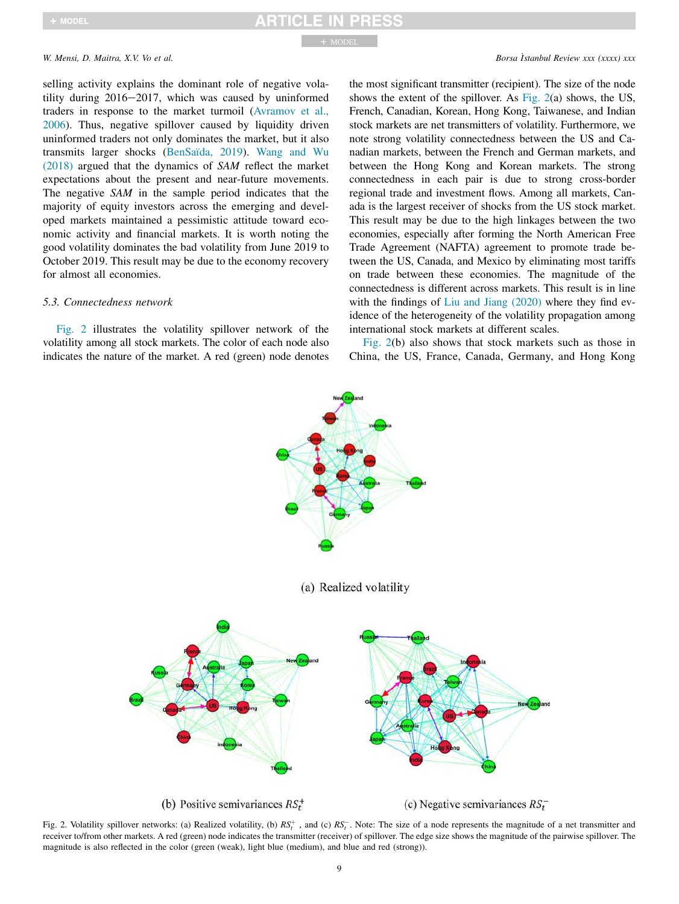selling activity explains the dominant role of negative volatility during 2016−2017, which was caused by uninformed traders in response to the market turmoil (Avramov et al., 2006). Thus, negative spillover caused by liquidity driven uninformed traders not only dominates the market, but it also transmits larger shocks (BenSaïda, 2019). Wang and Wu (2018) argued that the dynamics of *SAM* reflect the market expectations about the present and near-future movements. The negative *SAM* in the sample period indicates that the majority of equity investors across the emerging and developed markets maintained a pessimistic attitude toward economic activity and financial markets. It is worth noting the good volatility dominates the bad volatility from June 2019 to October 2019. This result may be due to the economy recovery for almost all economies.

### 5.3. Connectedness network

Fig. 2 illustrates the volatility spillover network of the volatility among all stock markets. The color of each node also indicates the nature of the market. A red (green) node denotes the most significant transmitter (recipient). The size of the node shows the extent of the spillover. As Fig. 2(a) shows, the US, French, Canadian, Korean, Hong Kong, Taiwanese, and Indian stock markets are net transmitters of volatility. Furthermore, we note strong volatility connectedness between the US and Canadian markets, between the French and German markets, and between the Hong Kong and Korean markets. The strong connectedness in each pair is due to strong cross-border regional trade and investment flows. Among all markets, Canada is the largest receiver of shocks from the US stock market. This result may be due to the high linkages between the two economies, especially after forming the North American Free Trade Agreement (NAFTA) agreement to promote trade between the US, Canada, and Mexico by eliminating most tariffs on trade between these economies. The magnitude of the connectedness is different across markets. This result is in line with the findings of Liu and Jiang (2020) where they find evidence of the heterogeneity of the volatility propagation among international stock markets at different scales.

Fig. 2(b) also shows that stock markets such as those in China, the US, France, Canada, Germany, and Hong Kong

(a) Realized volatility

(b) Positive semivariances $RS_t^+$

(c) Negative semivariances $RS_t^-$

Fig. 2. Volatility spillover networks: (a) Realized volatility, (b) $RS_t^+$, and (c) $RS_t^-$. Note: The size of a node represents the magnitude of a net transmitter and receiver to/from other markets. A red (green) node indicates the transmitter (receiver) of spillover. The edge size shows the magnitude of the pairwise spillover. The magnitude is also reflected in the color (green (weak), light blue (medium), and blue and red (strong)).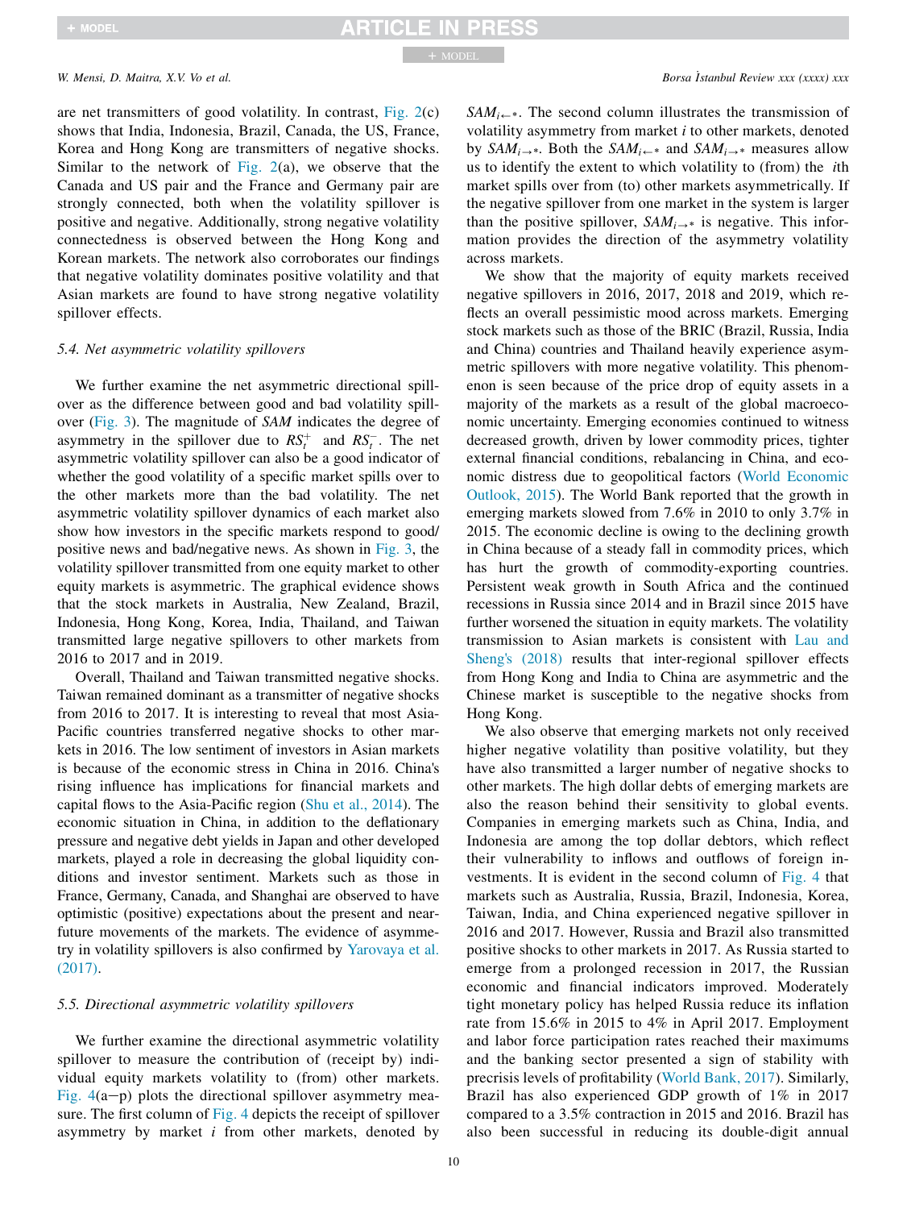are net transmitters of good volatility. In contrast, Fig. 2(c) shows that India, Indonesia, Brazil, Canada, the US, France, Korea and Hong Kong are transmitters of negative shocks. Similar to the network of Fig. 2(a), we observe that the Canada and US pair and the France and Germany pair are strongly connected, both when the volatility spillover is positive and negative. Additionally, strong negative volatility connectedness is observed between the Hong Kong and Korean markets. The network also corroborates our findings that negative volatility dominates positive volatility and that Asian markets are found to have strong negative volatility spillover effects.

### 5.4. Net asymmetric volatility spillovers

We further examine the net asymmetric directional spillover as the difference between good and bad volatility spillover (Fig. 3). The magnitude of *SAM* indicates the degree of asymmetry in the spillover due to $RS_t^+$ and $RS_t^-$. The net asymmetric volatility spillover can also be a good indicator of whether the good volatility of a specific market spills over to the other markets more than the bad volatility. The net asymmetric volatility spillover dynamics of each market also show how investors in the specific markets respond to good/positive news and bad/negative news. As shown in Fig. 3, the volatility spillover transmitted from one equity market to other equity markets is asymmetric. The graphical evidence shows that the stock markets in Australia, New Zealand, Brazil, Indonesia, Hong Kong, Korea, India, Thailand, and Taiwan transmitted large negative spillovers to other markets from 2016 to 2017 and in 2019.

Overall, Thailand and Taiwan transmitted negative shocks. Taiwan remained dominant as a transmitter of negative shocks from 2016 to 2017. It is interesting to reveal that most Asia-Pacific countries transferred negative shocks to other markets in 2016. The low sentiment of investors in Asian markets is because of the economic stress in China in 2016. China's rising influence has implications for financial markets and capital flows to the Asia-Pacific region (Shu et al., 2014). The economic situation in China, in addition to the deflationary pressure and negative debt yields in Japan and other developed markets, played a role in decreasing the global liquidity conditions and investor sentiment. Markets such as those in France, Germany, Canada, and Shanghai are observed to have optimistic (positive) expectations about the present and near-future movements of the markets. The evidence of asymmetry in volatility spillovers is also confirmed by Yarovaya et al. (2017).

### 5.5. Directional asymmetric volatility spillovers

We further examine the directional asymmetric volatility spillover to measure the contribution of (receipt by) individual equity markets volatility to (from) other markets. Fig. 4(a–p) plots the directional spillover asymmetry measure. The first column of Fig. 4 depicts the receipt of spillover asymmetry by market *i* from other markets, denoted by $SAM_{i\leftarrow *}$. The second column illustrates the transmission of volatility asymmetry from market *i* to other markets, denoted by $SAM_{i\rightarrow *}$. Both the $SAM_{i\leftarrow *}$ and $SAM_{i\rightarrow *}$ measures allow us to identify the extent to which volatility to (from) the *i*th market spills over from (to) other markets asymmetrically. If the negative spillover from one market in the system is larger than the positive spillover, $SAM_{i\rightarrow *}$ is negative. This information provides the direction of the asymmetry volatility across markets.

We show that the majority of equity markets received negative spillovers in 2016, 2017, 2018 and 2019, which reflects an overall pessimistic mood across markets. Emerging stock markets such as those of the BRIC (Brazil, Russia, India and China) countries and Thailand heavily experience asymmetric spillovers with more negative volatility. This phenomenon is seen because of the price drop of equity assets in a majority of the markets as a result of the global macroeconomic uncertainty. Emerging economies continued to witness decreased growth, driven by lower commodity prices, tighter external financial conditions, rebalancing in China, and economic distress due to geopolitical factors (World Economic Outlook, 2015). The World Bank reported that the growth in emerging markets slowed from 7.6% in 2010 to only 3.7% in 2015. The economic decline is owing to the declining growth in China because of a steady fall in commodity prices, which has hurt the growth of commodity-exporting countries. Persistent weak growth in South Africa and the continued recessions in Russia since 2014 and in Brazil since 2015 have further worsened the situation in equity markets. The volatility transmission to Asian markets is consistent with Lau and Sheng's (2018) results that inter-regional spillover effects from Hong Kong and India to China are asymmetric and the Chinese market is susceptible to the negative shocks from Hong Kong.

We also observe that emerging markets not only received higher negative volatility than positive volatility, but they have also transmitted a larger number of negative shocks to other markets. The high dollar debts of emerging markets are also the reason behind their sensitivity to global events. Companies in emerging markets such as China, India, and Indonesia are among the top dollar debtors, which reflect their vulnerability to inflows and outflows of foreign investments. It is evident in the second column of Fig. 4 that markets such as Australia, Russia, Brazil, Indonesia, Korea, Taiwan, India, and China experienced negative spillover in 2016 and 2017. However, Russia and Brazil also transmitted positive shocks to other markets in 2017. As Russia started to emerge from a prolonged recession in 2017, the Russian economic and financial indicators improved. Moderately tight monetary policy has helped Russia reduce its inflation rate from 15.6% in 2015 to 4% in April 2017. Employment and labor force participation rates reached their maximums and the banking sector presented a sign of stability with precrisis levels of profitability (World Bank, 2017). Similarly, Brazil has also experienced GDP growth of 1% in 2017 compared to a 3.5% contraction in 2015 and 2016. Brazil has also been successful in reducing its double-digit annual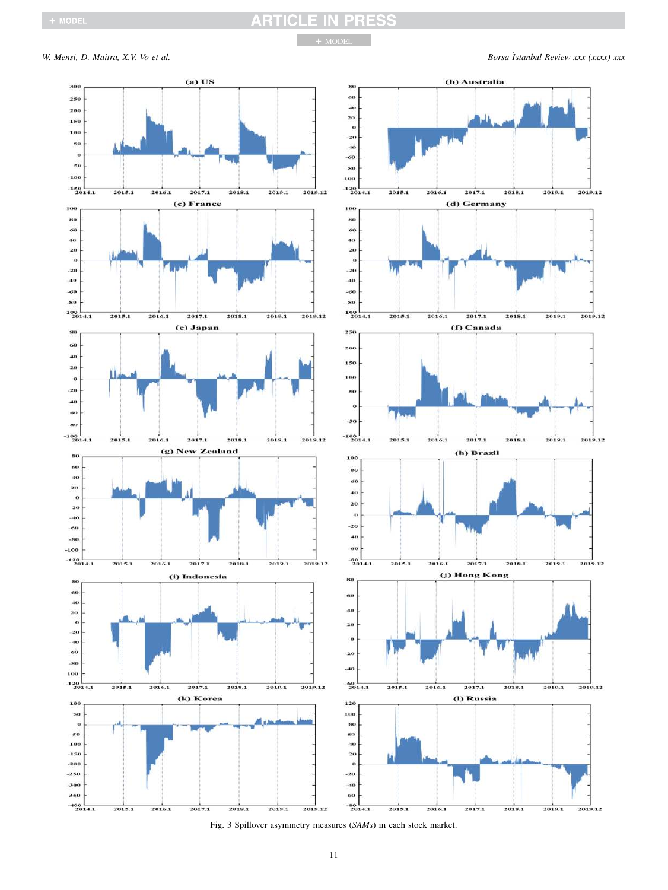Fig. 3 Spillover asymmetry measures (*SAMs*) in each stock market.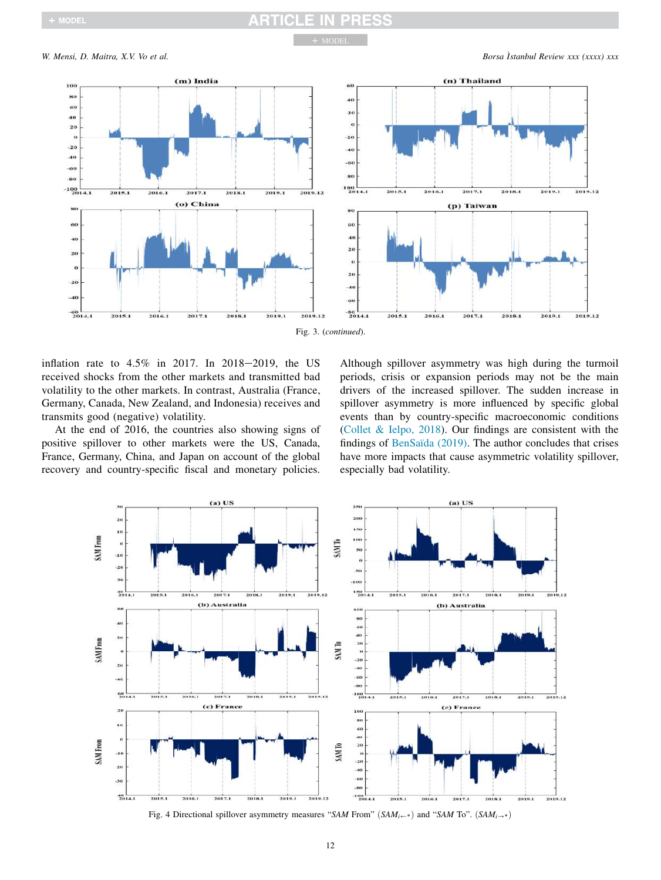Fig. 3. (*continued*).

inflation rate to 4.5% in 2017. In 2018–2019, the US received shocks from the other markets and transmitted bad volatility to the other markets. In contrast, Australia (France, Germany, Canada, New Zealand, and Indonesia) receives and transmits good (negative) volatility.

At the end of 2016, the countries also showing signs of positive spillover to other markets were the US, Canada, France, Germany, China, and Japan on account of the global recovery and country-specific fiscal and monetary policies. Although spillover asymmetry was high during the turmoil periods, crisis or expansion periods may not be the main drivers of the increased spillover. The sudden increase in spillover asymmetry is more influenced by specific global events than by country-specific macroeconomic conditions (Collet & Ielpo, 2018). Our findings are consistent with the findings of BenSaïda (2019). The author concludes that crises have more impacts that cause asymmetric volatility spillover, especially bad volatility.

Fig. 4 Directional spillover asymmetry measures "*SAM* From" ($SAM_{i\leftarrow *}$) and "*SAM* To". ($SAM_{i\rightarrow *}$)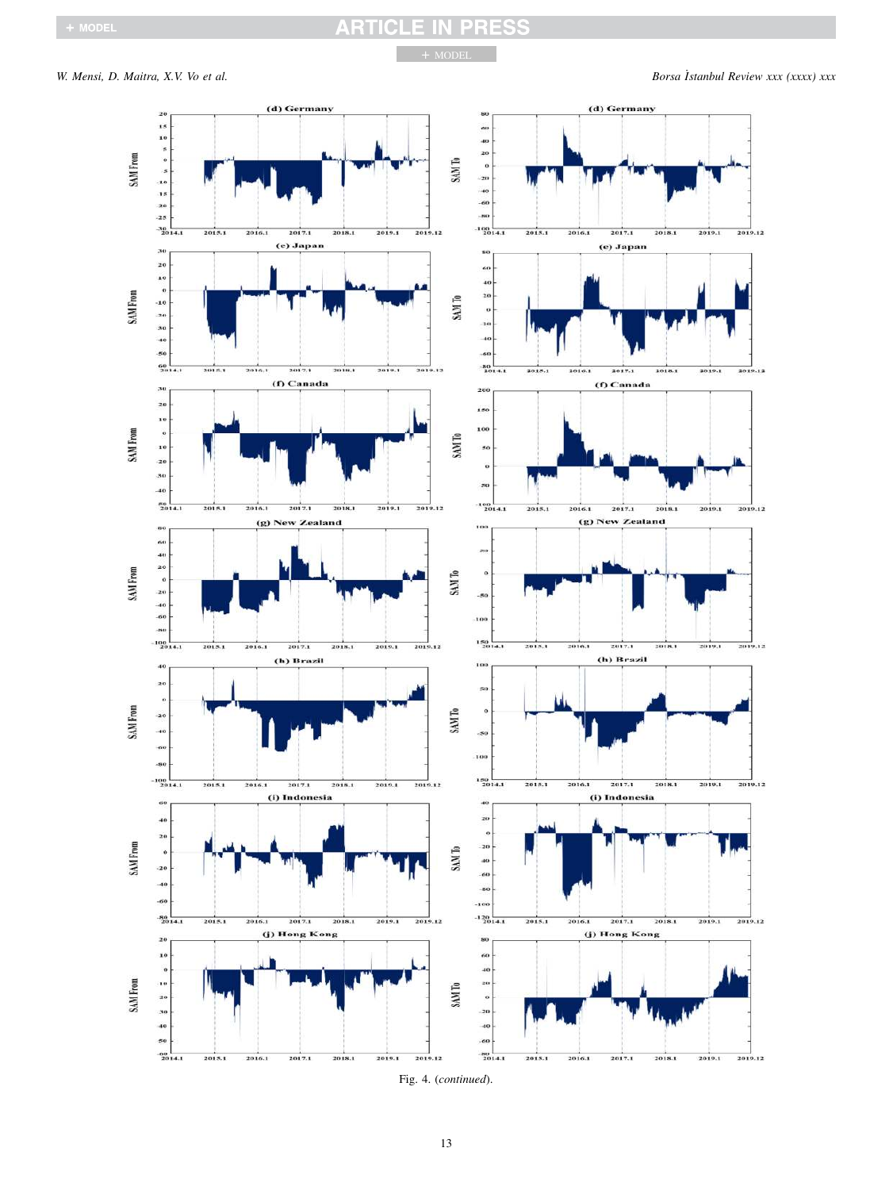Fig. 4. (*continued*).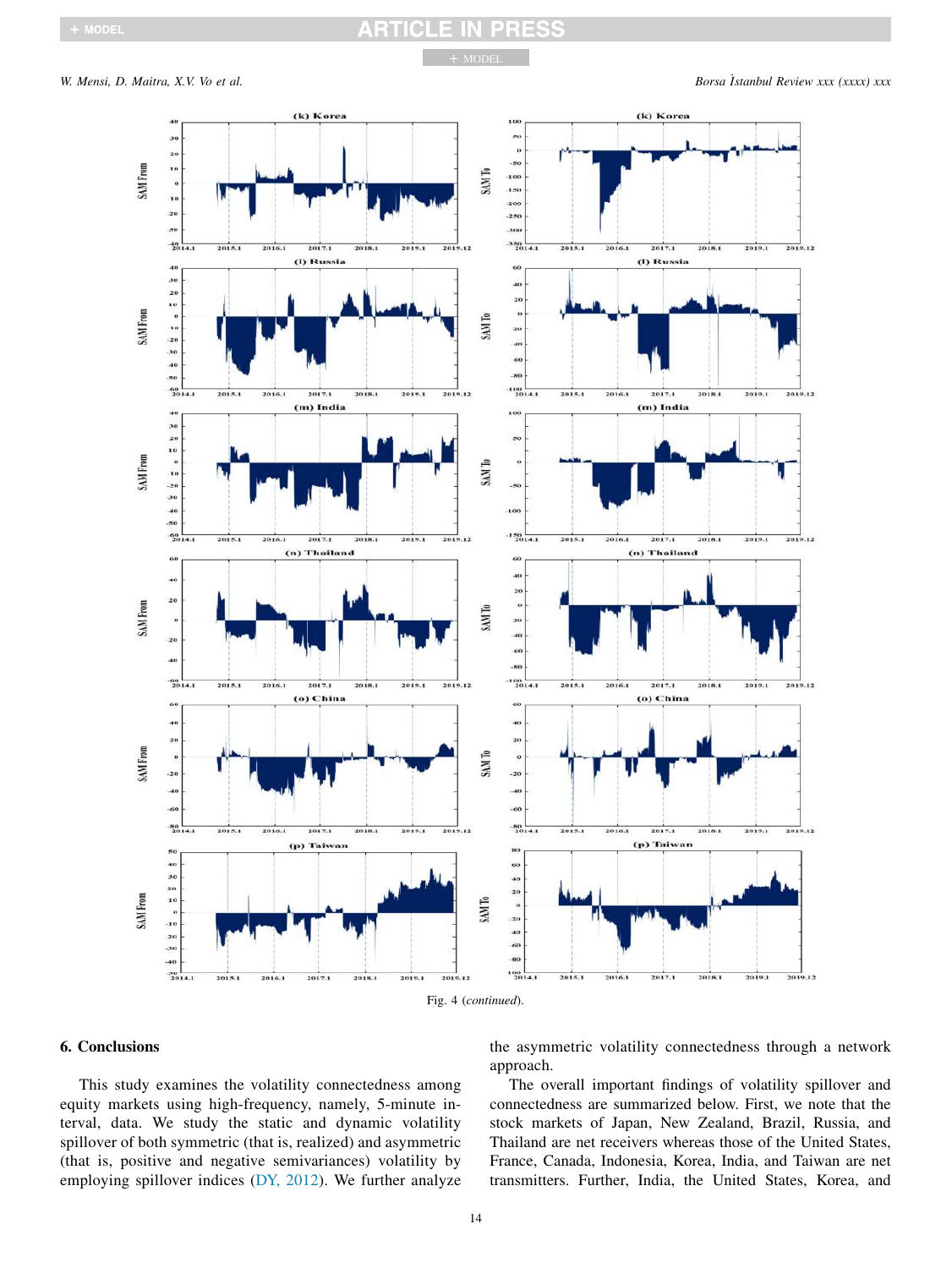Fig. 4 (*continued*).

## 6. Conclusions

This study examines the volatility connectedness among equity markets using high-frequency, namely, 5-minute interval, data. We study the static and dynamic volatility spillover of both symmetric (that is, realized) and asymmetric (that is, positive and negative semivariances) volatility by employing spillover indices (DY, 2012). We further analyze the asymmetric volatility connectedness through a network approach.

The overall important findings of volatility spillover and connectedness are summarized below. First, we note that the stock markets of Japan, New Zealand, Brazil, Russia, and Thailand are net receivers whereas those of the United States, France, Canada, Indonesia, Korea, India, and Taiwan are net transmitters. Further, India, the United States, Korea, and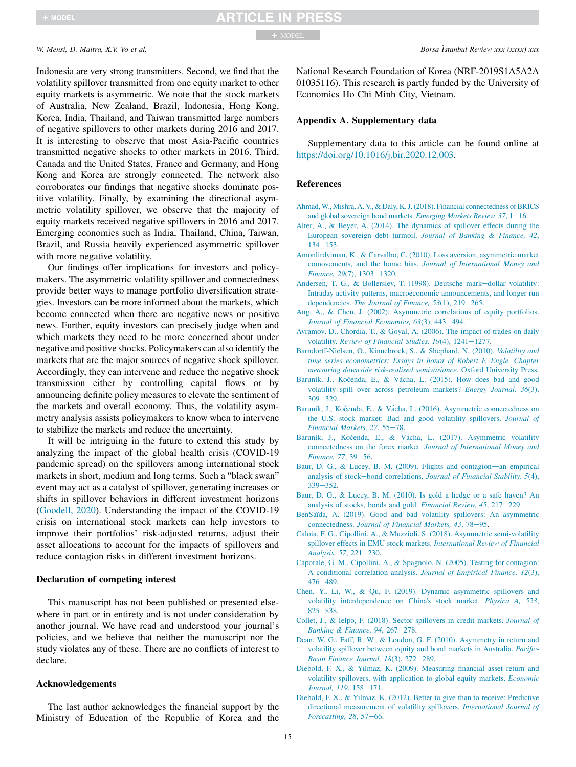Indonesia are very strong transmitters. Second, we find that the volatility spillover transmitted from one equity market to other equity markets is asymmetric. We note that the stock markets of Australia, New Zealand, Brazil, Indonesia, Hong Kong, Korea, India, Thailand, and Taiwan transmitted large numbers of negative spillovers to other markets during 2016 and 2017. It is interesting to observe that most Asia-Pacific countries transmitted negative shocks to other markets in 2016. Third, Canada and the United States, France and Germany, and Hong Kong and Korea are strongly connected. The network also corroborates our findings that negative shocks dominate positive volatility. Finally, by examining the directional asymmetric volatility spillover, we observe that the majority of equity markets received negative spillovers in 2016 and 2017. Emerging economies such as India, Thailand, China, Taiwan, Brazil, and Russia heavily experienced asymmetric spillover with more negative volatility.

Our findings offer implications for investors and policymakers. The asymmetric volatility spillover and connectedness provide better ways to manage portfolio diversification strategies. Investors can be more informed about the markets, which become connected when there are negative news or positive news. Further, equity investors can precisely judge when and which markets they need to be more concerned about under negative and positive shocks. Policymakers can also identify the markets that are the major sources of negative shock spillover. Accordingly, they can intervene and reduce the negative shock transmission either by controlling capital flows or by announcing definite policy measures to elevate the sentiment of the markets and overall economy. Thus, the volatility asymmetry analysis assists policymakers to know when to intervene to stabilize the markets and reduce the uncertainty.

It will be intriguing in the future to extend this study by analyzing the impact of the global health crisis (COVID-19 pandemic spread) on the spillovers among international stock markets in short, medium and long terms. Such a "black swan" event may act as a catalyst of spillover, generating increases or shifts in spillover behaviors in different investment horizons (Goodell, 2020). Understanding the impact of the COVID-19 crisis on international stock markets can help investors to improve their portfolios' risk-adjusted returns, adjust their asset allocations to account for the impacts of spillovers and reduce contagion risks in different investment horizons.

## Declaration of competing interest

This manuscript has not been published or presented elsewhere in part or in entirety and is not under consideration by another journal. We have read and understood your journal's policies, and we believe that neither the manuscript nor the study violates any of these. There are no conflicts of interest to declare.

## Acknowledgements

The last author acknowledges the financial support by the Ministry of Education of the Republic of Korea and the National Research Foundation of Korea (NRF-2019S1A5A2A 01035116). This research is partly funded by the University of Economics Ho Chi Minh City, Vietnam.

## Appendix A. Supplementary data

Supplementary data to this article can be found online at https://doi.org/10.1016/j.bir.2020.12.003.

## References

Ahmad, W., Mishra, A. V., & Daly, K. J. (2018). Financial connectedness of BRICS and global sovereign bond markets. *Emerging Markets Review, 37*, 1−16.

Alter, A., & Beyer, A. (2014). The dynamics of spillover effects during the European sovereign debt turmoil. *Journal of Banking & Finance, 42*, 134−153.

Amonlirdviman, K., & Carvalho, C. (2010). Loss aversion, asymmetric market comovements, and the home bias. *Journal of International Money and Finance, 29*(7), 1303−1320.

Andersen, T. G., & Bollerslev, T. (1998). Deutsche mark−dollar volatility: Intraday activity patterns, macroeconomic announcements, and longer run dependencies. *The Journal of Finance, 53*(1), 219−265.

Ang, A., & Chen, J. (2002). Asymmetric correlations of equity portfolios. *Journal of Financial Economics, 63*(3), 443−494.

Avramov, D., Chordia, T., & Goyal, A. (2006). The impact of trades on daily volatility. *Review of Financial Studies, 19*(4), 1241−1277.

Barndorff-Nielsen, O., Kinnebrock, S., & Shephard, N. (2010). *Volatility and time series econometrics: Essays in honor of Robert F. Engle, Chapter measuring downside risk-realised semivariance*. Oxford University Press.

Baruník, J., Kočenda, E., & Vácha, L. (2015). How does bad and good volatility spill over across petroleum markets? *Energy Journal, 36*(3), 309−329.

Baruník, J., Kočenda, E., & Vácha, L. (2016). Asymmetric connectedness on the U.S. stock market: Bad and good volatility spillovers. *Journal of Financial Markets, 27*, 55−78.

Baruník, J., Kočenda, E., & Vácha, L. (2017). Asymmetric volatility connectedness on the forex market. *Journal of International Money and Finance, 77*, 39−56.

Baur, D. G., & Lucey, B. M. (2009). Flights and contagion—an empirical analysis of stock−bond correlations. *Journal of Financial Stability, 5*(4), 339−352.

Baur, D. G., & Lucey, B. M. (2010). Is gold a hedge or a safe haven? An analysis of stocks, bonds and gold. *Financial Review, 45*, 217−229.

BenSaïda, A. (2019). Good and bad volatility spillovers: An asymmetric connectedness. *Journal of Financial Markets, 43*, 78−95.

Caloia, F. G., Cipollini, A., & Muzzioli, S. (2018). Asymmetric semi-volatility spillover effects in EMU stock markets. *International Review of Financial Analysis, 57*, 221−230.

Caporale, G. M., Cipollini, A., & Spagnolo, N. (2005). Testing for contagion: A conditional correlation analysis. *Journal of Empirical Finance, 12*(3), 476−489.

Chen, Y., Li, W., & Qu, F. (2019). Dynamic asymmetric spillovers and volatility interdependence on China's stock market. *Physica A, 523*, 825−838.

Collet, J., & Ielpo, F. (2018). Sector spillovers in credit markets. *Journal of Banking & Finance, 94*, 267−278.

Dean, W. G., Faff, R. W., & Loudon, G. F. (2010). Asymmetry in return and volatility spillover between equity and bond markets in Australia. *Pacific-Basin Finance Journal, 18*(3), 272−289.

Diebold, F. X., & Yilmaz, K. (2009). Measuring financial asset return and volatility spillovers, with application to global equity markets. *Economic Journal, 119*, 158−171.

Diebold, F. X., & Yilmaz, K. (2012). Better to give than to receive: Predictive directional measurement of volatility spillovers. *International Journal of Forecasting, 28*, 57−66.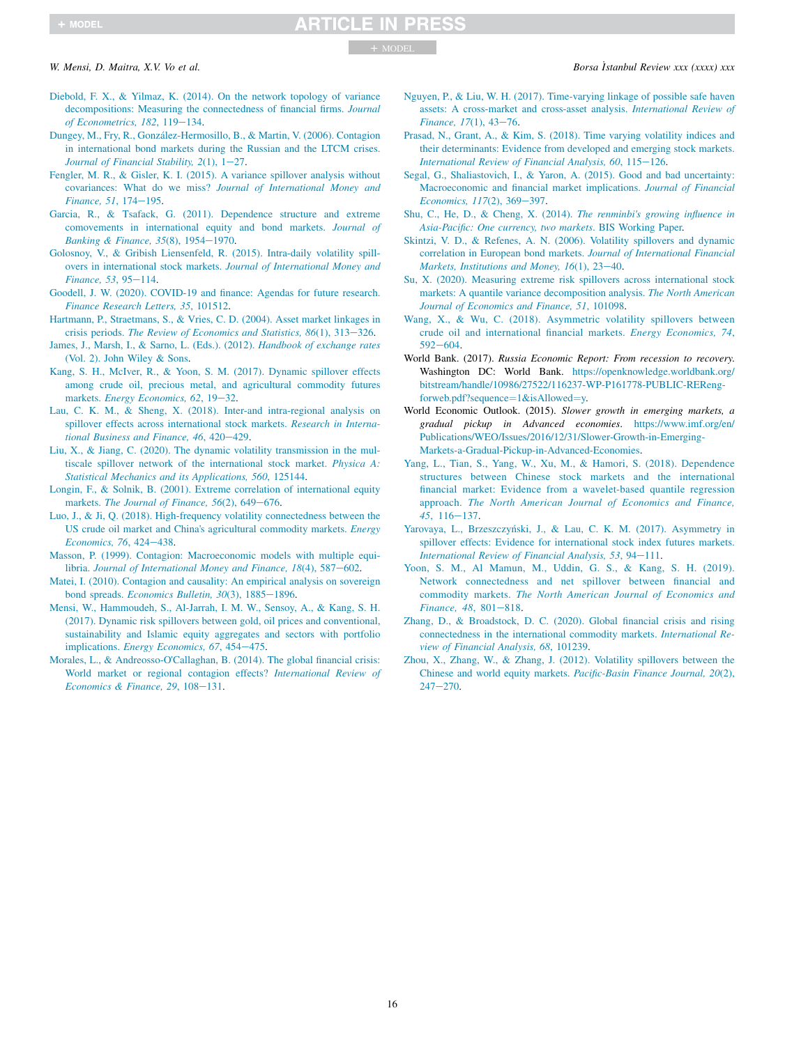Diebold, F. X., & Yilmaz, K. (2014). On the network topology of variance decompositions: Measuring the connectedness of financial firms. *Journal of Econometrics, 182*, 119–134.

Dungey, M., Fry, R., González-Hermosillo, B., & Martin, V. (2006). Contagion in international bond markets during the Russian and the LTCM crises. *Journal of Financial Stability, 2*(1), 1–27.

Fengler, M. R., & Gisler, K. I. (2015). A variance spillover analysis without covariances: What do we miss? *Journal of International Money and Finance, 51*, 174–195.

Garcia, R., & Tsafack, G. (2011). Dependence structure and extreme comovements in international equity and bond markets. *Journal of Banking & Finance, 35*(8), 1954–1970.

Golosnoy, V., & Gribish Liensenfeld, R. (2015). Intra-daily volatility spillovers in international stock markets. *Journal of International Money and Finance, 53*, 95–114.

Goodell, J. W. (2020). COVID-19 and finance: Agendas for future research. *Finance Research Letters, 35*, 101512.

Hartmann, P., Straetmans, S., & Vries, C. D. (2004). Asset market linkages in crisis periods. *The Review of Economics and Statistics, 86*(1), 313–326.

James, J., Marsh, I., & Sarno, L. (Eds.). (2012). *Handbook of exchange rates* (Vol. 2). John Wiley & Sons.

Kang, S. H., McIver, R., & Yoon, S. M. (2017). Dynamic spillover effects among crude oil, precious metal, and agricultural commodity futures markets. *Energy Economics, 62*, 19–32.

Lau, C. K. M., & Sheng, X. (2018). Inter-and intra-regional analysis on spillover effects across international stock markets. *Research in International Business and Finance, 46*, 420–429.

Liu, X., & Jiang, C. (2020). The dynamic volatility transmission in the multiscale spillover network of the international stock market. *Physica A: Statistical Mechanics and its Applications, 560*, 125144.

Longin, F., & Solnik, B. (2001). Extreme correlation of international equity markets. *The Journal of Finance, 56*(2), 649–676.

Luo, J., & Ji, Q. (2018). High-frequency volatility connectedness between the US crude oil market and China's agricultural commodity markets. *Energy Economics, 76*, 424–438.

Masson, P. (1999). Contagion: Macroeconomic models with multiple equilibria. *Journal of International Money and Finance, 18*(4), 587–602.

Matei, I. (2010). Contagion and causality: An empirical analysis on sovereign bond spreads. *Economics Bulletin, 30*(3), 1885–1896.

Mensi, W., Hammoudeh, S., Al-Jarrah, I. M. W., Sensoy, A., & Kang, S. H. (2017). Dynamic risk spillovers between gold, oil prices and conventional, sustainability and Islamic equity aggregates and sectors with portfolio implications. *Energy Economics, 67*, 454–475.

Morales, L., & Andreosso-O'Callaghan, B. (2014). The global financial crisis: World market or regional contagion effects? *International Review of Economics & Finance, 29*, 108–131.

Nguyen, P., & Liu, W. H. (2017). Time-varying linkage of possible safe haven assets: A cross-market and cross-asset analysis. *International Review of Finance, 17*(1), 43–76.

Prasad, N., Grant, A., & Kim, S. (2018). Time varying volatility indices and their determinants: Evidence from developed and emerging stock markets. *International Review of Financial Analysis, 60*, 115–126.

Segal, G., Shaliastovich, I., & Yaron, A. (2015). Good and bad uncertainty: Macroeconomic and financial market implications. *Journal of Financial Economics, 117*(2), 369–397.

Shu, C., He, D., & Cheng, X. (2014). *The renminbi's growing influence in Asia-Pacific: One currency, two markets*. BIS Working Paper.

Skintzi, V. D., & Refenes, A. N. (2006). Volatility spillovers and dynamic correlation in European bond markets. *Journal of International Financial Markets, Institutions and Money, 16*(1), 23–40.

Su, X. (2020). Measuring extreme risk spillovers across international stock markets: A quantile variance decomposition analysis. *The North American Journal of Economics and Finance, 51*, 101098.

Wang, X., & Wu, C. (2018). Asymmetric volatility spillovers between crude oil and international financial markets. *Energy Economics, 74*, 592–604.

World Bank. (2017). *Russia Economic Report: From recession to recovery*. Washington DC: World Bank. https://openknowledge.worldbank.org/bitstream/handle/10986/27522/116237-WP-P161778-PUBLIC-REReng-forweb.pdf?sequence=1&isAllowed=y.

World Economic Outlook. (2015). *Slower growth in emerging markets, a gradual pickup in Advanced economies*. https://www.imf.org/en/Publications/WEO/Issues/2016/12/31/Slower-Growth-in-Emerging-Markets-a-Gradual-Pickup-in-Advanced-Economies.

Yang, L., Tian, S., Yang, W., Xu, M., & Hamori, S. (2018). Dependence structures between Chinese stock markets and the international financial market: Evidence from a wavelet-based quantile regression approach. *The North American Journal of Economics and Finance, 45*, 116–137.

Yarovaya, L., Brzeszczyński, J., & Lau, C. K. M. (2017). Asymmetry in spillover effects: Evidence for international stock index futures markets. *International Review of Financial Analysis, 53*, 94–111.

Yoon, S. M., Al Mamun, M., Uddin, G. S., & Kang, S. H. (2019). Network connectedness and net spillover between financial and commodity markets. *The North American Journal of Economics and Finance, 48*, 801–818.

Zhang, D., & Broadstock, D. C. (2020). Global financial crisis and rising connectedness in the international commodity markets. *International Review of Financial Analysis, 68*, 101239.

Zhou, X., Zhang, W., & Zhang, J. (2012). Volatility spillovers between the Chinese and world equity markets. *Pacific-Basin Finance Journal, 20*(2), 247–270.